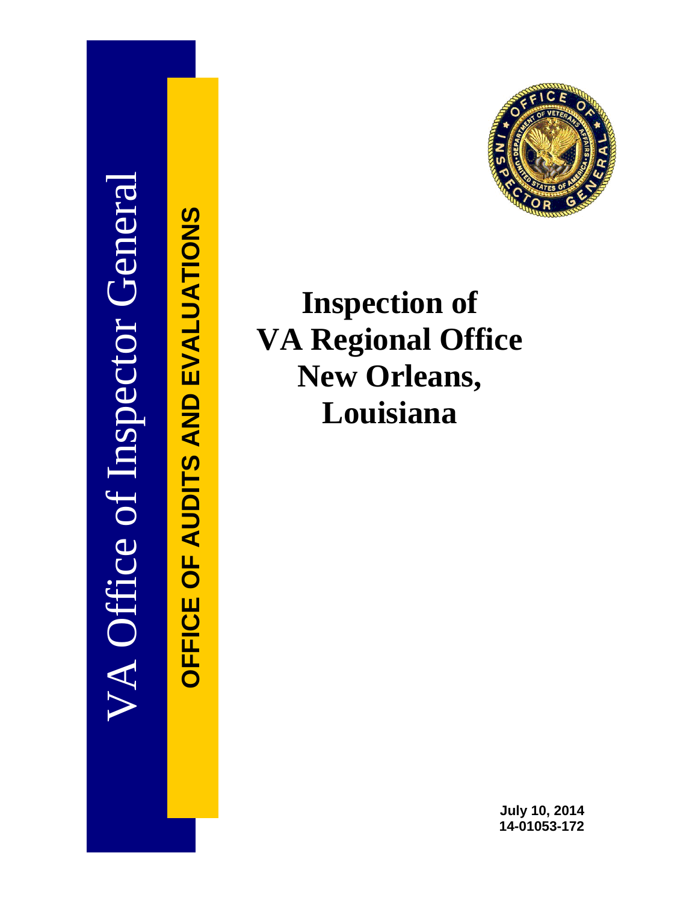VA Office of Inspector General

OFFICE OF AUDITS AND EVALUATIONS

# Inspection of VA Regional Office New Orleans, Louisiana

**July 10, 2014**
**14-01053-172**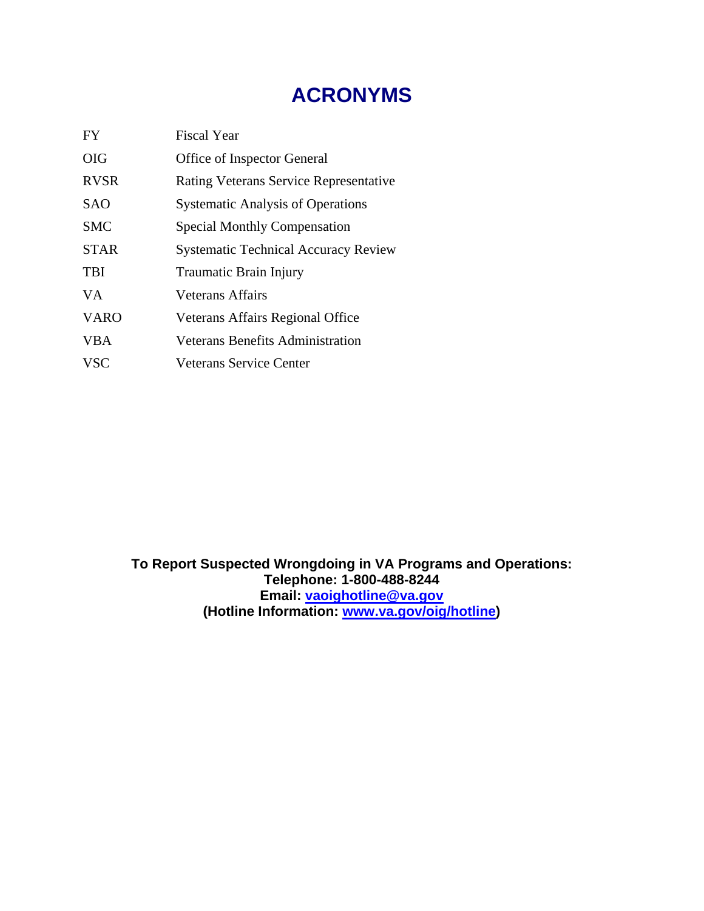# ACRONYMS

| | |
|---|---|
| FY | Fiscal Year |
| OIG | Office of Inspector General |
| RVSR | Rating Veterans Service Representative |
| SAO | Systematic Analysis of Operations |
| SMC | Special Monthly Compensation |
| STAR | Systematic Technical Accuracy Review |
| TBI | Traumatic Brain Injury |
| VA | Veterans Affairs |
| VARO | Veterans Affairs Regional Office |
| VBA | Veterans Benefits Administration |
| VSC | Veterans Service Center |

**To Report Suspected Wrongdoing in VA Programs and Operations:**
**Telephone: 1-800-488-8244**
**Email: vaoighotline@va.gov**
**(Hotline Information: www.va.gov/oig/hotline)**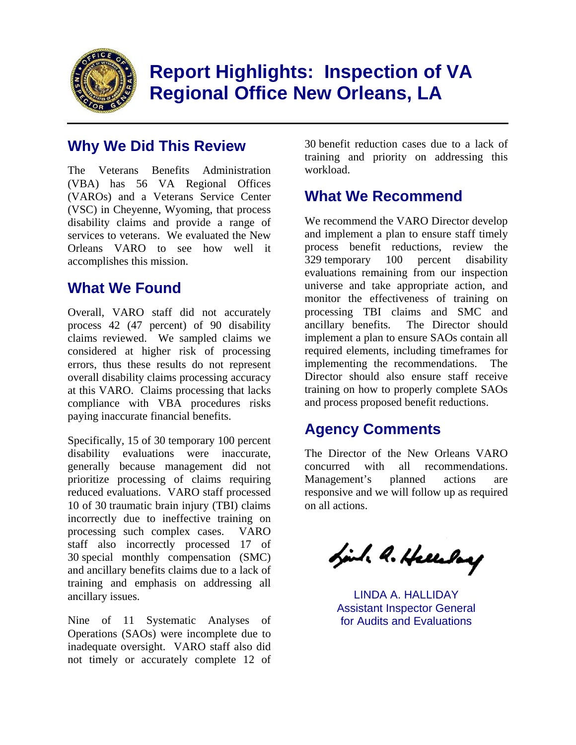# Report Highlights: Inspection of VA Regional Office New Orleans, LA

## Why We Did This Review

The Veterans Benefits Administration (VBA) has 56 VA Regional Offices (VAROs) and a Veterans Service Center (VSC) in Cheyenne, Wyoming, that process disability claims and provide a range of services to veterans. We evaluated the New Orleans VARO to see how well it accomplishes this mission.

## What We Found

Overall, VARO staff did not accurately process 42 (47 percent) of 90 disability claims reviewed. We sampled claims we considered at higher risk of processing errors, thus these results do not represent overall disability claims processing accuracy at this VARO. Claims processing that lacks compliance with VBA procedures risks paying inaccurate financial benefits.

Specifically, 15 of 30 temporary 100 percent disability evaluations were inaccurate, generally because management did not prioritize processing of claims requiring reduced evaluations. VARO staff processed 10 of 30 traumatic brain injury (TBI) claims incorrectly due to ineffective training on processing such complex cases. VARO staff also incorrectly processed 17 of 30 special monthly compensation (SMC) and ancillary benefits claims due to a lack of training and emphasis on addressing all ancillary issues.

Nine of 11 Systematic Analyses of Operations (SAOs) were incomplete due to inadequate oversight. VARO staff also did not timely or accurately complete 12 of 30 benefit reduction cases due to a lack of training and priority on addressing this workload.

## What We Recommend

We recommend the VARO Director develop and implement a plan to ensure staff timely process benefit reductions, review the 329 temporary 100 percent disability evaluations remaining from our inspection universe and take appropriate action, and monitor the effectiveness of training on processing TBI claims and SMC and ancillary benefits. The Director should implement a plan to ensure SAOs contain all required elements, including timeframes for implementing the recommendations. The Director should also ensure staff receive training on how to properly complete SAOs and process proposed benefit reductions.

## Agency Comments

The Director of the New Orleans VARO concurred with all recommendations. Management's planned actions are responsive and we will follow up as required on all actions.

LINDA A. HALLIDAY
Assistant Inspector General
for Audits and Evaluations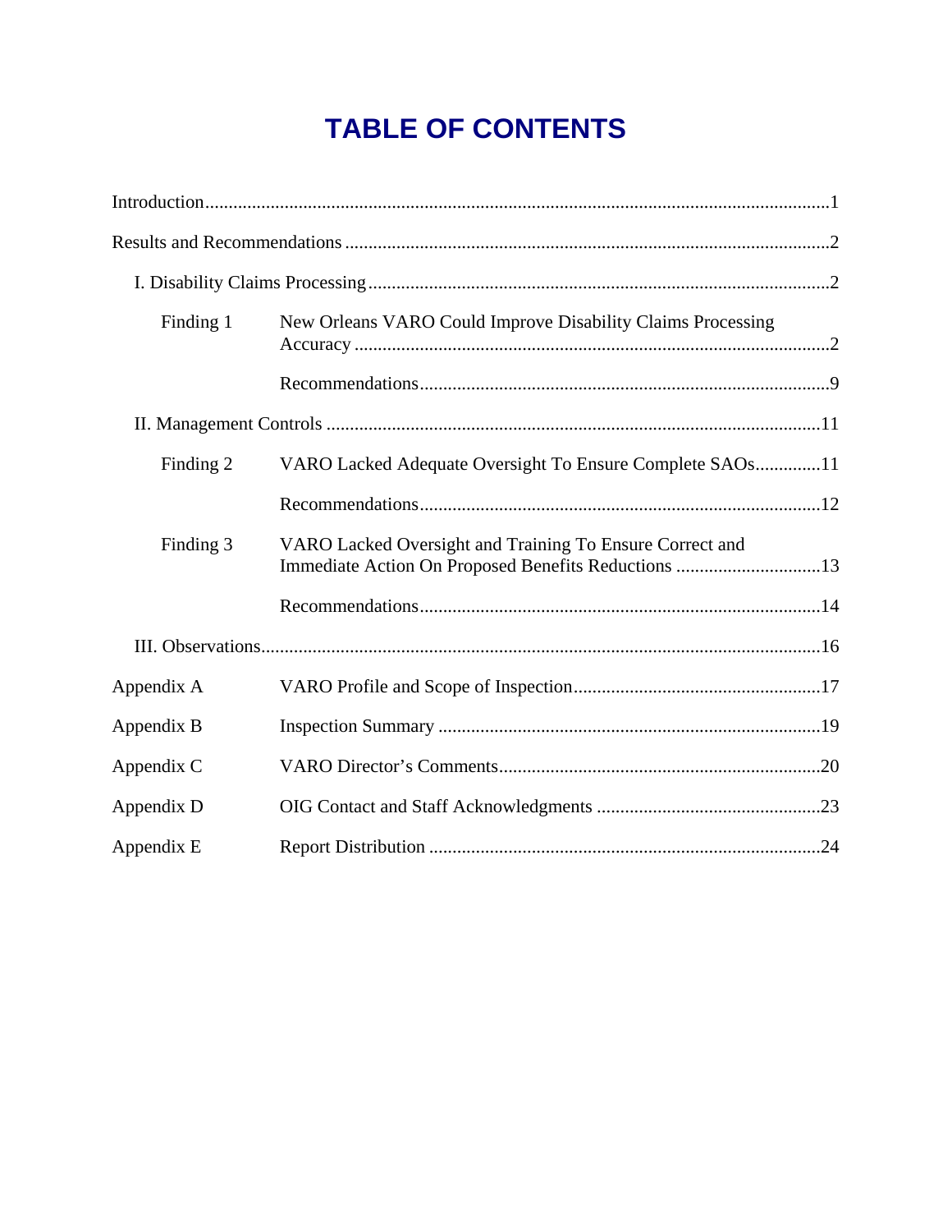# TABLE OF CONTENTS

| | | |
|---|---|---|
| Introduction | | 1 |
| Results and Recommendations | | 2 |
| I. Disability Claims Processing | | 2 |
| Finding 1 | New Orleans VARO Could Improve Disability Claims Processing Accuracy | 2 |
| | Recommendations | 9 |
| II. Management Controls | | 11 |
| Finding 2 | VARO Lacked Adequate Oversight To Ensure Complete SAOs | 11 |
| | Recommendations | 12 |
| Finding 3 | VARO Lacked Oversight and Training To Ensure Correct and Immediate Action On Proposed Benefits Reductions | 13 |
| | Recommendations | 14 |
| III. Observations | | 16 |
| Appendix A | VARO Profile and Scope of Inspection | 17 |
| Appendix B | Inspection Summary | 19 |
| Appendix C | VARO Director's Comments | 20 |
| Appendix D | OIG Contact and Staff Acknowledgments | 23 |
| Appendix E | Report Distribution | 24 |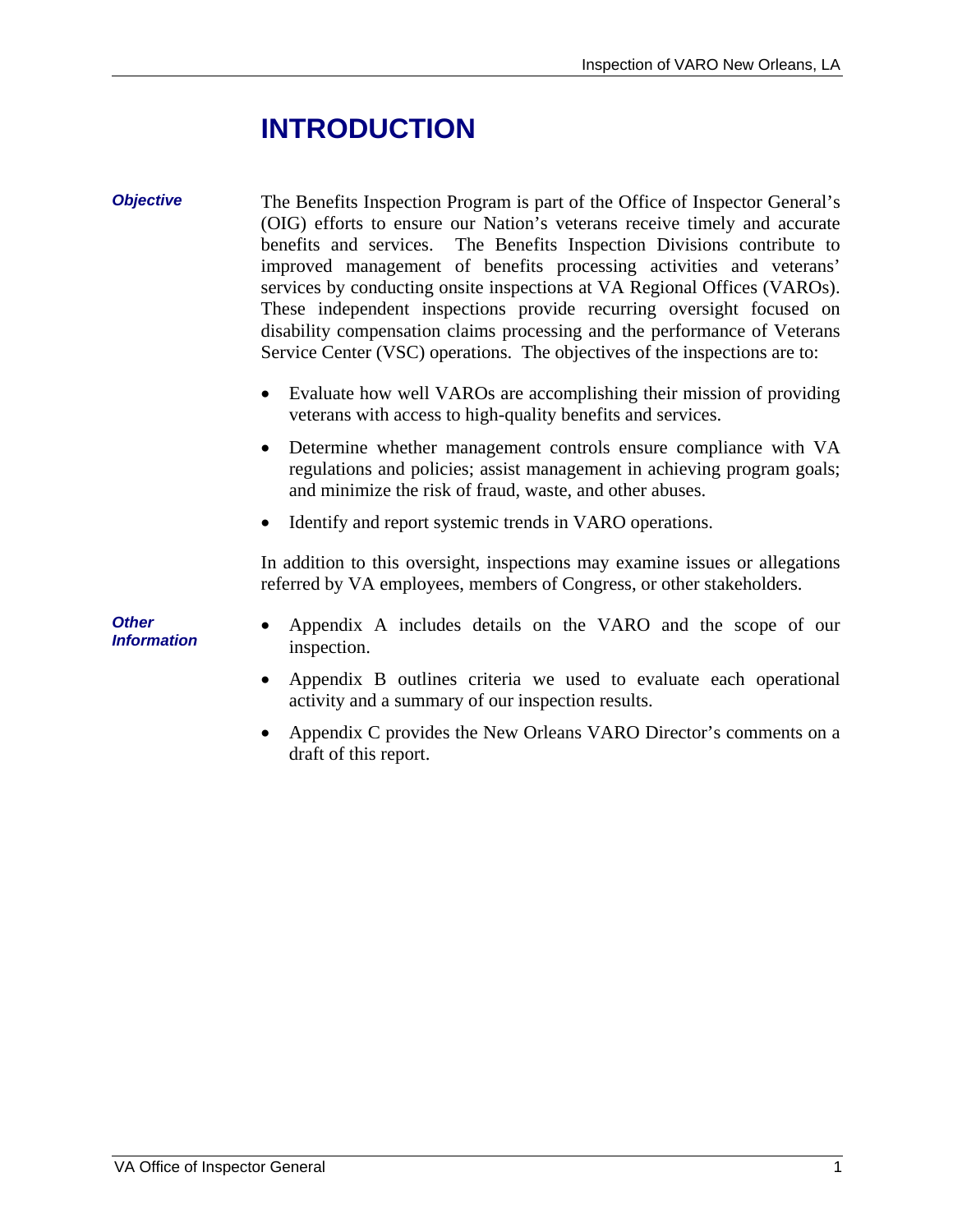# INTRODUCTION

***Objective***

The Benefits Inspection Program is part of the Office of Inspector General's (OIG) efforts to ensure our Nation's veterans receive timely and accurate benefits and services. The Benefits Inspection Divisions contribute to improved management of benefits processing activities and veterans' services by conducting onsite inspections at VA Regional Offices (VAROs). These independent inspections provide recurring oversight focused on disability compensation claims processing and the performance of Veterans Service Center (VSC) operations. The objectives of the inspections are to:

- Evaluate how well VAROs are accomplishing their mission of providing veterans with access to high-quality benefits and services.
- Determine whether management controls ensure compliance with VA regulations and policies; assist management in achieving program goals; and minimize the risk of fraud, waste, and other abuses.
- Identify and report systemic trends in VARO operations.

In addition to this oversight, inspections may examine issues or allegations referred by VA employees, members of Congress, or other stakeholders.

***Other Information***

- Appendix A includes details on the VARO and the scope of our inspection.
- Appendix B outlines criteria we used to evaluate each operational activity and a summary of our inspection results.
- Appendix C provides the New Orleans VARO Director's comments on a draft of this report.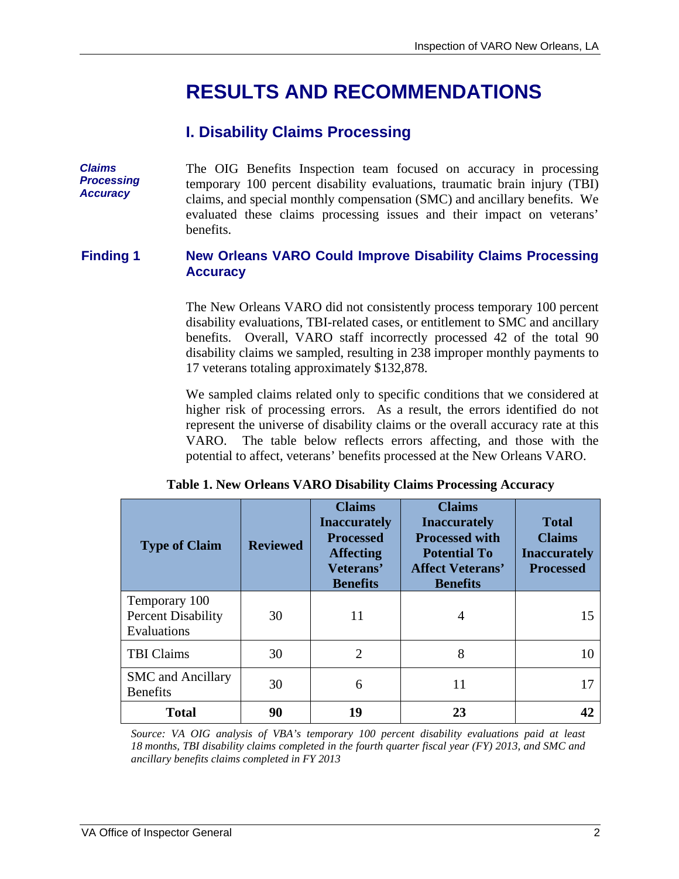# RESULTS AND RECOMMENDATIONS

## I. Disability Claims Processing

***Claims Processing Accuracy***

The OIG Benefits Inspection team focused on accuracy in processing temporary 100 percent disability evaluations, traumatic brain injury (TBI) claims, and special monthly compensation (SMC) and ancillary benefits. We evaluated these claims processing issues and their impact on veterans' benefits.

### Finding 1 New Orleans VARO Could Improve Disability Claims Processing Accuracy

The New Orleans VARO did not consistently process temporary 100 percent disability evaluations, TBI-related cases, or entitlement to SMC and ancillary benefits. Overall, VARO staff incorrectly processed 42 of the total 90 disability claims we sampled, resulting in 238 improper monthly payments to 17 veterans totaling approximately $132,878.

We sampled claims related only to specific conditions that we considered at higher risk of processing errors. As a result, the errors identified do not represent the universe of disability claims or the overall accuracy rate at this VARO. The table below reflects errors affecting, and those with the potential to affect, veterans' benefits processed at the New Orleans VARO.

**Table 1. New Orleans VARO Disability Claims Processing Accuracy**

| Type of Claim | Reviewed | Claims Inaccurately Processed Affecting Veterans' Benefits | Claims Inaccurately Processed with Potential To Affect Veterans' Benefits | Total Claims Inaccurately Processed |
|---|---|---|---|---|
| Temporary 100 Percent Disability Evaluations | 30 | 11 | 4 | 15 |
| TBI Claims | 30 | 2 | 8 | 10 |
| SMC and Ancillary Benefits | 30 | 6 | 11 | 17 |
| **Total** | **90** | **19** | **23** | **42** |

*Source: VA OIG analysis of VBA's temporary 100 percent disability evaluations paid at least 18 months, TBI disability claims completed in the fourth quarter fiscal year (FY) 2013, and SMC and ancillary benefits claims completed in FY 2013*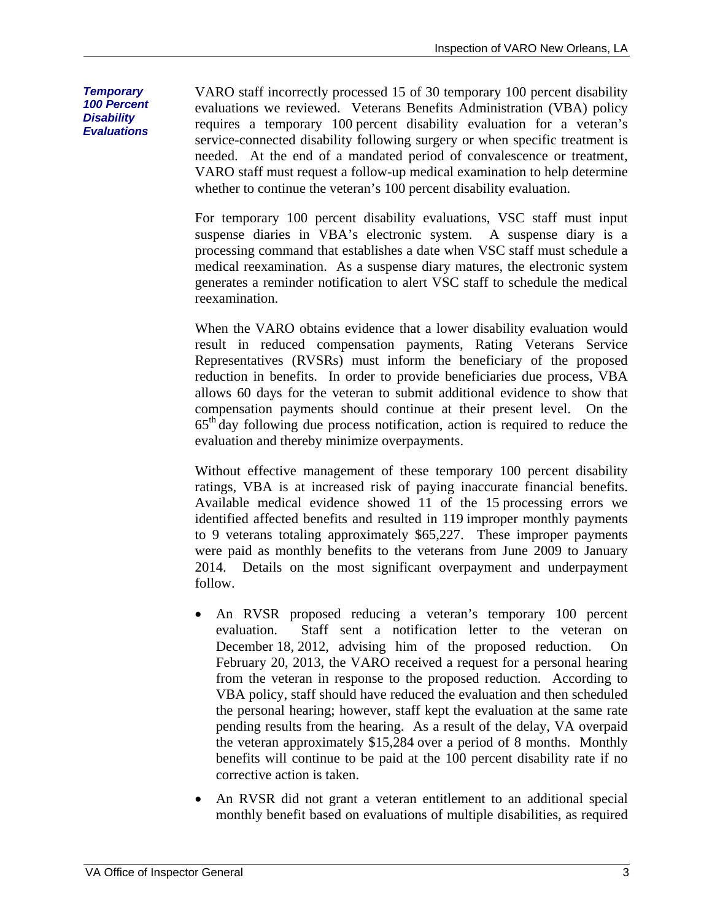***Temporary 100 Percent Disability Evaluations***

VARO staff incorrectly processed 15 of 30 temporary 100 percent disability evaluations we reviewed. Veterans Benefits Administration (VBA) policy requires a temporary 100 percent disability evaluation for a veteran's service-connected disability following surgery or when specific treatment is needed. At the end of a mandated period of convalescence or treatment, VARO staff must request a follow-up medical examination to help determine whether to continue the veteran's 100 percent disability evaluation.

For temporary 100 percent disability evaluations, VSC staff must input suspense diaries in VBA's electronic system. A suspense diary is a processing command that establishes a date when VSC staff must schedule a medical reexamination. As a suspense diary matures, the electronic system generates a reminder notification to alert VSC staff to schedule the medical reexamination.

When the VARO obtains evidence that a lower disability evaluation would result in reduced compensation payments, Rating Veterans Service Representatives (RVSRs) must inform the beneficiary of the proposed reduction in benefits. In order to provide beneficiaries due process, VBA allows 60 days for the veteran to submit additional evidence to show that compensation payments should continue at their present level. On the 65th day following due process notification, action is required to reduce the evaluation and thereby minimize overpayments.

Without effective management of these temporary 100 percent disability ratings, VBA is at increased risk of paying inaccurate financial benefits. Available medical evidence showed 11 of the 15 processing errors we identified affected benefits and resulted in 119 improper monthly payments to 9 veterans totaling approximately $65,227. These improper payments were paid as monthly benefits to the veterans from June 2009 to January 2014. Details on the most significant overpayment and underpayment follow.

- An RVSR proposed reducing a veteran's temporary 100 percent evaluation. Staff sent a notification letter to the veteran on December 18, 2012, advising him of the proposed reduction. On February 20, 2013, the VARO received a request for a personal hearing from the veteran in response to the proposed reduction. According to VBA policy, staff should have reduced the evaluation and then scheduled the personal hearing; however, staff kept the evaluation at the same rate pending results from the hearing. As a result of the delay, VA overpaid the veteran approximately $15,284 over a period of 8 months. Monthly benefits will continue to be paid at the 100 percent disability rate if no corrective action is taken.
- An RVSR did not grant a veteran entitlement to an additional special monthly benefit based on evaluations of multiple disabilities, as required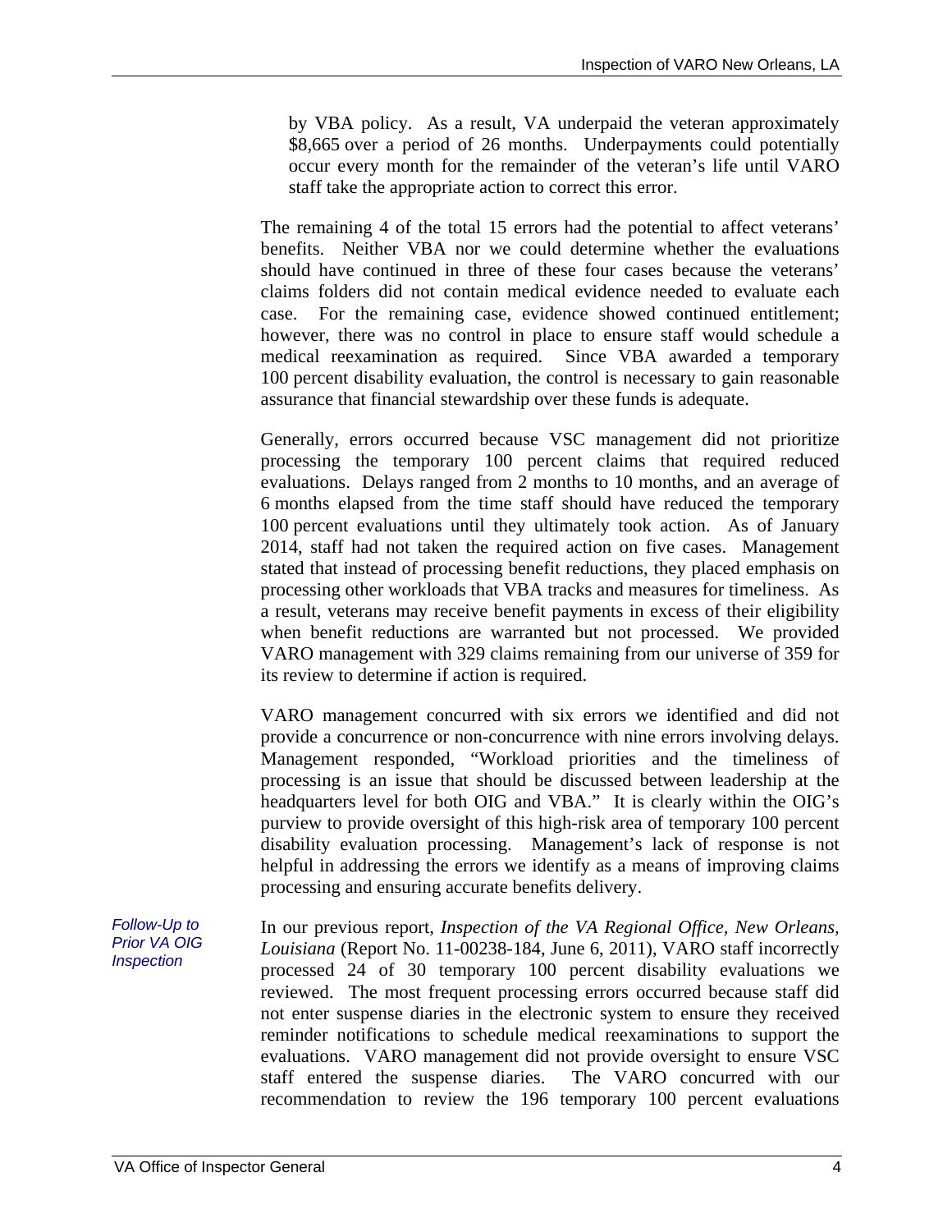by VBA policy. As a result, VA underpaid the veteran approximately $8,665 over a period of 26 months. Underpayments could potentially occur every month for the remainder of the veteran's life until VARO staff take the appropriate action to correct this error.

The remaining 4 of the total 15 errors had the potential to affect veterans' benefits. Neither VBA nor we could determine whether the evaluations should have continued in three of these four cases because the veterans' claims folders did not contain medical evidence needed to evaluate each case. For the remaining case, evidence showed continued entitlement; however, there was no control in place to ensure staff would schedule a medical reexamination as required. Since VBA awarded a temporary 100 percent disability evaluation, the control is necessary to gain reasonable assurance that financial stewardship over these funds is adequate.

Generally, errors occurred because VSC management did not prioritize processing the temporary 100 percent claims that required reduced evaluations. Delays ranged from 2 months to 10 months, and an average of 6 months elapsed from the time staff should have reduced the temporary 100 percent evaluations until they ultimately took action. As of January 2014, staff had not taken the required action on five cases. Management stated that instead of processing benefit reductions, they placed emphasis on processing other workloads that VBA tracks and measures for timeliness. As a result, veterans may receive benefit payments in excess of their eligibility when benefit reductions are warranted but not processed. We provided VARO management with 329 claims remaining from our universe of 359 for its review to determine if action is required.

VARO management concurred with six errors we identified and did not provide a concurrence or non-concurrence with nine errors involving delays. Management responded, "Workload priorities and the timeliness of processing is an issue that should be discussed between leadership at the headquarters level for both OIG and VBA." It is clearly within the OIG's purview to provide oversight of this high-risk area of temporary 100 percent disability evaluation processing. Management's lack of response is not helpful in addressing the errors we identify as a means of improving claims processing and ensuring accurate benefits delivery.

*Follow-Up to Prior VA OIG Inspection*

In our previous report, *Inspection of the VA Regional Office, New Orleans, Louisiana* (Report No. 11-00238-184, June 6, 2011), VARO staff incorrectly processed 24 of 30 temporary 100 percent disability evaluations we reviewed. The most frequent processing errors occurred because staff did not enter suspense diaries in the electronic system to ensure they received reminder notifications to schedule medical reexaminations to support the evaluations. VARO management did not provide oversight to ensure VSC staff entered the suspense diaries. The VARO concurred with our recommendation to review the 196 temporary 100 percent evaluations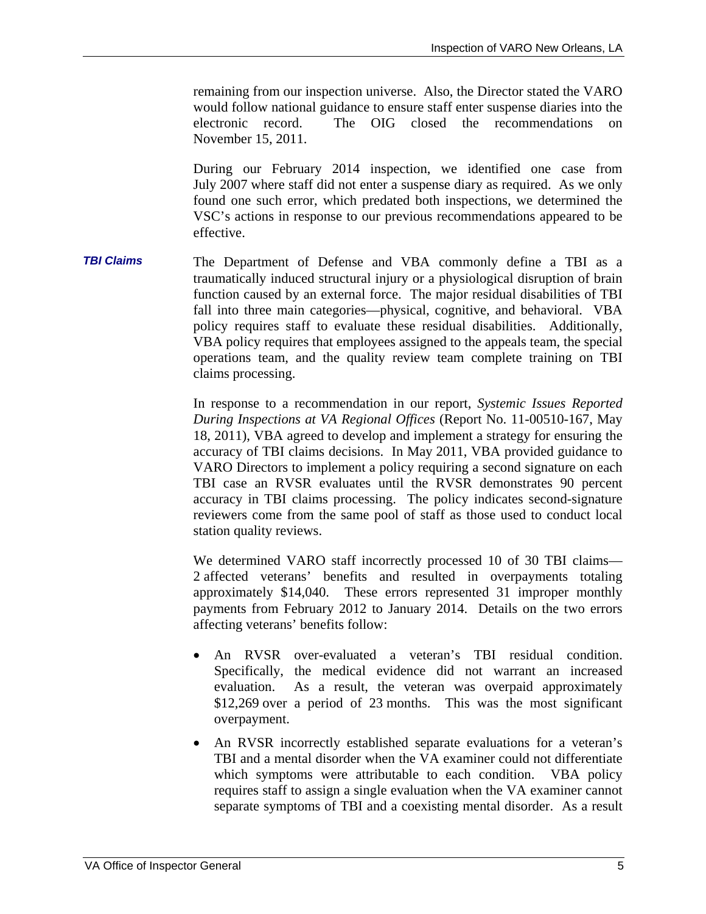remaining from our inspection universe. Also, the Director stated the VARO would follow national guidance to ensure staff enter suspense diaries into the electronic record. The OIG closed the recommendations on November 15, 2011.

During our February 2014 inspection, we identified one case from July 2007 where staff did not enter a suspense diary as required. As we only found one such error, which predated both inspections, we determined the VSC's actions in response to our previous recommendations appeared to be effective.

### *TBI Claims*

The Department of Defense and VBA commonly define a TBI as a traumatically induced structural injury or a physiological disruption of brain function caused by an external force. The major residual disabilities of TBI fall into three main categories—physical, cognitive, and behavioral. VBA policy requires staff to evaluate these residual disabilities. Additionally, VBA policy requires that employees assigned to the appeals team, the special operations team, and the quality review team complete training on TBI claims processing.

In response to a recommendation in our report, *Systemic Issues Reported During Inspections at VA Regional Offices* (Report No. 11-00510-167, May 18, 2011), VBA agreed to develop and implement a strategy for ensuring the accuracy of TBI claims decisions. In May 2011, VBA provided guidance to VARO Directors to implement a policy requiring a second signature on each TBI case an RVSR evaluates until the RVSR demonstrates 90 percent accuracy in TBI claims processing. The policy indicates second-signature reviewers come from the same pool of staff as those used to conduct local station quality reviews.

We determined VARO staff incorrectly processed 10 of 30 TBI claims—2 affected veterans' benefits and resulted in overpayments totaling approximately $14,040. These errors represented 31 improper monthly payments from February 2012 to January 2014. Details on the two errors affecting veterans' benefits follow:

- An RVSR over-evaluated a veteran's TBI residual condition. Specifically, the medical evidence did not warrant an increased evaluation. As a result, the veteran was overpaid approximately $12,269 over a period of 23 months. This was the most significant overpayment.
- An RVSR incorrectly established separate evaluations for a veteran's TBI and a mental disorder when the VA examiner could not differentiate which symptoms were attributable to each condition. VBA policy requires staff to assign a single evaluation when the VA examiner cannot separate symptoms of TBI and a coexisting mental disorder. As a result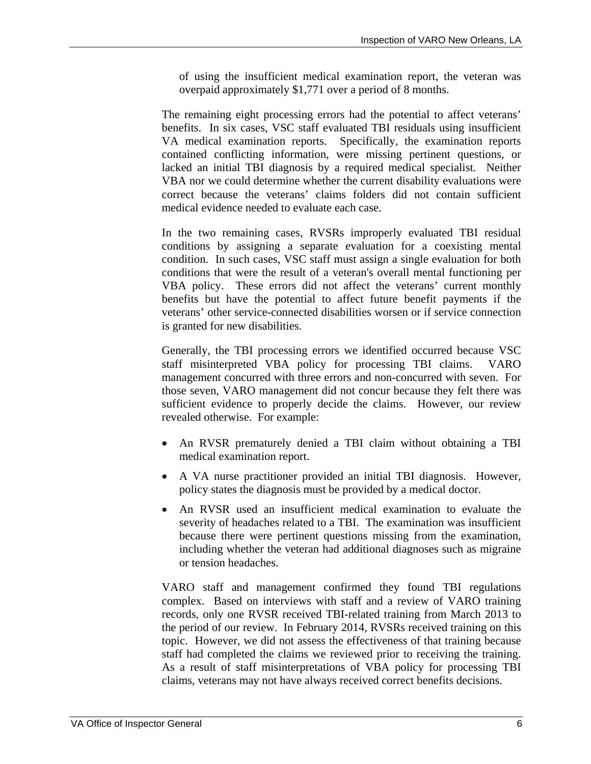of using the insufficient medical examination report, the veteran was overpaid approximately $1,771 over a period of 8 months.

The remaining eight processing errors had the potential to affect veterans' benefits. In six cases, VSC staff evaluated TBI residuals using insufficient VA medical examination reports. Specifically, the examination reports contained conflicting information, were missing pertinent questions, or lacked an initial TBI diagnosis by a required medical specialist. Neither VBA nor we could determine whether the current disability evaluations were correct because the veterans' claims folders did not contain sufficient medical evidence needed to evaluate each case.

In the two remaining cases, RVSRs improperly evaluated TBI residual conditions by assigning a separate evaluation for a coexisting mental condition. In such cases, VSC staff must assign a single evaluation for both conditions that were the result of a veteran's overall mental functioning per VBA policy. These errors did not affect the veterans' current monthly benefits but have the potential to affect future benefit payments if the veterans' other service-connected disabilities worsen or if service connection is granted for new disabilities.

Generally, the TBI processing errors we identified occurred because VSC staff misinterpreted VBA policy for processing TBI claims. VARO management concurred with three errors and non-concurred with seven. For those seven, VARO management did not concur because they felt there was sufficient evidence to properly decide the claims. However, our review revealed otherwise. For example:

- An RVSR prematurely denied a TBI claim without obtaining a TBI medical examination report.
- A VA nurse practitioner provided an initial TBI diagnosis. However, policy states the diagnosis must be provided by a medical doctor.
- An RVSR used an insufficient medical examination to evaluate the severity of headaches related to a TBI. The examination was insufficient because there were pertinent questions missing from the examination, including whether the veteran had additional diagnoses such as migraine or tension headaches.

VARO staff and management confirmed they found TBI regulations complex. Based on interviews with staff and a review of VARO training records, only one RVSR received TBI-related training from March 2013 to the period of our review. In February 2014, RVSRs received training on this topic. However, we did not assess the effectiveness of that training because staff had completed the claims we reviewed prior to receiving the training. As a result of staff misinterpretations of VBA policy for processing TBI claims, veterans may not have always received correct benefits decisions.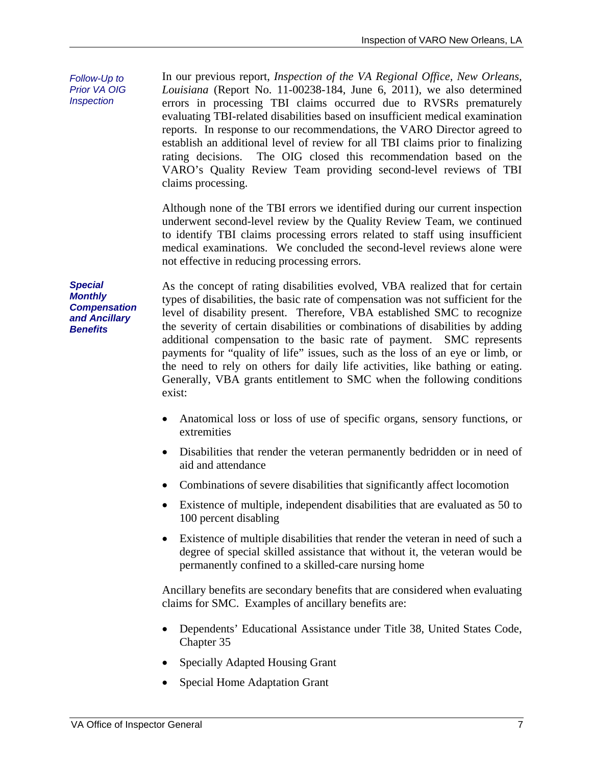*Follow-Up to Prior VA OIG Inspection*

In our previous report, *Inspection of the VA Regional Office, New Orleans, Louisiana* (Report No. 11-00238-184, June 6, 2011), we also determined errors in processing TBI claims occurred due to RVSRs prematurely evaluating TBI-related disabilities based on insufficient medical examination reports. In response to our recommendations, the VARO Director agreed to establish an additional level of review for all TBI claims prior to finalizing rating decisions. The OIG closed this recommendation based on the VARO's Quality Review Team providing second-level reviews of TBI claims processing.

Although none of the TBI errors we identified during our current inspection underwent second-level review by the Quality Review Team, we continued to identify TBI claims processing errors related to staff using insufficient medical examinations. We concluded the second-level reviews alone were not effective in reducing processing errors.

***Special Monthly Compensation and Ancillary Benefits***

As the concept of rating disabilities evolved, VBA realized that for certain types of disabilities, the basic rate of compensation was not sufficient for the level of disability present. Therefore, VBA established SMC to recognize the severity of certain disabilities or combinations of disabilities by adding additional compensation to the basic rate of payment. SMC represents payments for "quality of life" issues, such as the loss of an eye or limb, or the need to rely on others for daily life activities, like bathing or eating. Generally, VBA grants entitlement to SMC when the following conditions exist:

- Anatomical loss or loss of use of specific organs, sensory functions, or extremities
- Disabilities that render the veteran permanently bedridden or in need of aid and attendance
- Combinations of severe disabilities that significantly affect locomotion
- Existence of multiple, independent disabilities that are evaluated as 50 to 100 percent disabling
- Existence of multiple disabilities that render the veteran in need of such a degree of special skilled assistance that without it, the veteran would be permanently confined to a skilled-care nursing home

Ancillary benefits are secondary benefits that are considered when evaluating claims for SMC. Examples of ancillary benefits are:

- Dependents' Educational Assistance under Title 38, United States Code, Chapter 35
- Specially Adapted Housing Grant
- Special Home Adaptation Grant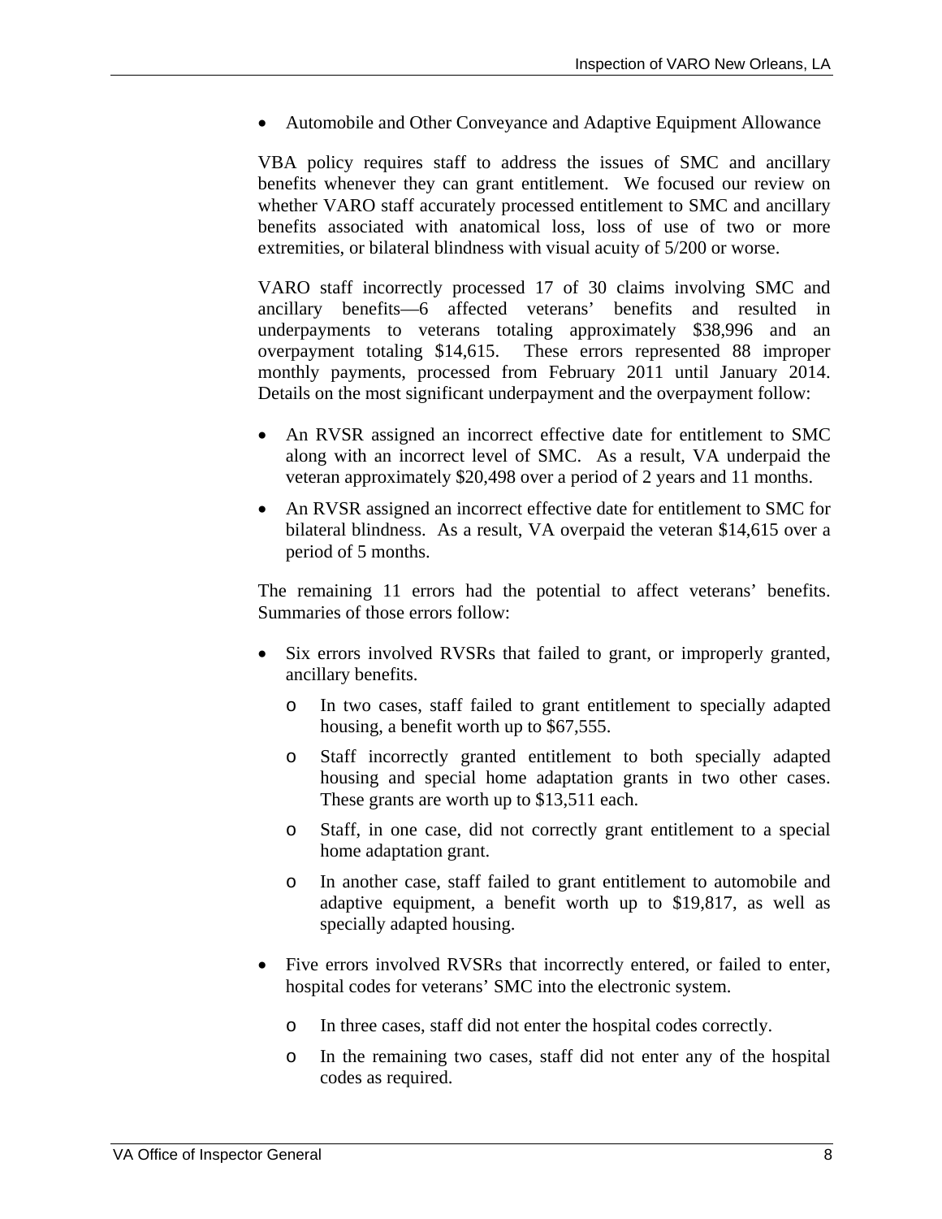- Automobile and Other Conveyance and Adaptive Equipment Allowance

VBA policy requires staff to address the issues of SMC and ancillary benefits whenever they can grant entitlement. We focused our review on whether VARO staff accurately processed entitlement to SMC and ancillary benefits associated with anatomical loss, loss of use of two or more extremities, or bilateral blindness with visual acuity of 5/200 or worse.

VARO staff incorrectly processed 17 of 30 claims involving SMC and ancillary benefits—6 affected veterans' benefits and resulted in underpayments to veterans totaling approximately $38,996 and an overpayment totaling $14,615. These errors represented 88 improper monthly payments, processed from February 2011 until January 2014. Details on the most significant underpayment and the overpayment follow:

- An RVSR assigned an incorrect effective date for entitlement to SMC along with an incorrect level of SMC. As a result, VA underpaid the veteran approximately $20,498 over a period of 2 years and 11 months.
- An RVSR assigned an incorrect effective date for entitlement to SMC for bilateral blindness. As a result, VA overpaid the veteran $14,615 over a period of 5 months.

The remaining 11 errors had the potential to affect veterans' benefits. Summaries of those errors follow:

- Six errors involved RVSRs that failed to grant, or improperly granted, ancillary benefits.
  - In two cases, staff failed to grant entitlement to specially adapted housing, a benefit worth up to $67,555.
  - Staff incorrectly granted entitlement to both specially adapted housing and special home adaptation grants in two other cases. These grants are worth up to $13,511 each.
  - Staff, in one case, did not correctly grant entitlement to a special home adaptation grant.
  - In another case, staff failed to grant entitlement to automobile and adaptive equipment, a benefit worth up to $19,817, as well as specially adapted housing.
- Five errors involved RVSRs that incorrectly entered, or failed to enter, hospital codes for veterans' SMC into the electronic system.
  - In three cases, staff did not enter the hospital codes correctly.
  - In the remaining two cases, staff did not enter any of the hospital codes as required.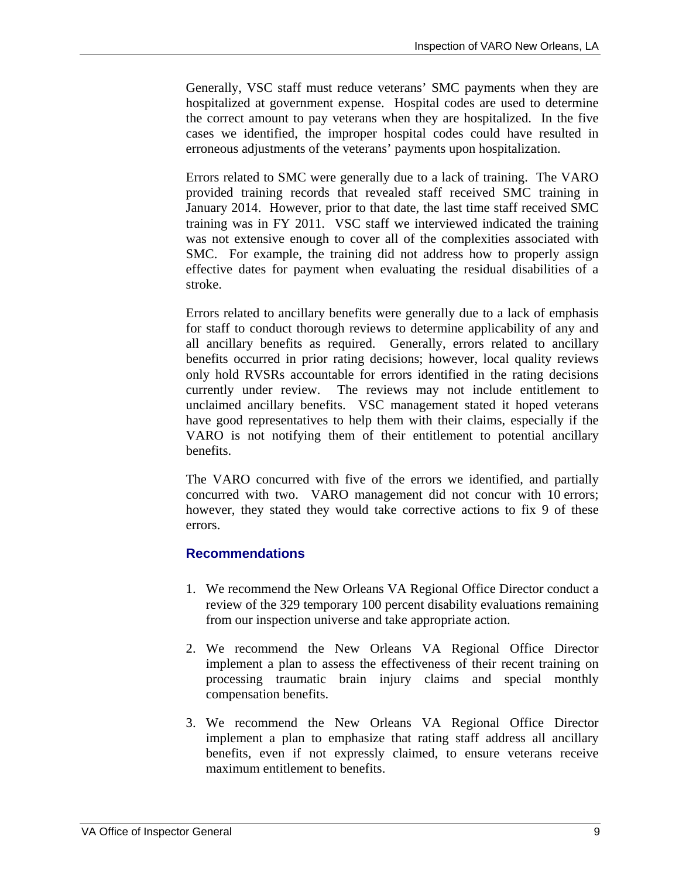Generally, VSC staff must reduce veterans' SMC payments when they are hospitalized at government expense. Hospital codes are used to determine the correct amount to pay veterans when they are hospitalized. In the five cases we identified, the improper hospital codes could have resulted in erroneous adjustments of the veterans' payments upon hospitalization.

Errors related to SMC were generally due to a lack of training. The VARO provided training records that revealed staff received SMC training in January 2014. However, prior to that date, the last time staff received SMC training was in FY 2011. VSC staff we interviewed indicated the training was not extensive enough to cover all of the complexities associated with SMC. For example, the training did not address how to properly assign effective dates for payment when evaluating the residual disabilities of a stroke.

Errors related to ancillary benefits were generally due to a lack of emphasis for staff to conduct thorough reviews to determine applicability of any and all ancillary benefits as required. Generally, errors related to ancillary benefits occurred in prior rating decisions; however, local quality reviews only hold RVSRs accountable for errors identified in the rating decisions currently under review. The reviews may not include entitlement to unclaimed ancillary benefits. VSC management stated it hoped veterans have good representatives to help them with their claims, especially if the VARO is not notifying them of their entitlement to potential ancillary benefits.

The VARO concurred with five of the errors we identified, and partially concurred with two. VARO management did not concur with 10 errors; however, they stated they would take corrective actions to fix 9 of these errors.

## Recommendations

1. We recommend the New Orleans VA Regional Office Director conduct a review of the 329 temporary 100 percent disability evaluations remaining from our inspection universe and take appropriate action.

2. We recommend the New Orleans VA Regional Office Director implement a plan to assess the effectiveness of their recent training on processing traumatic brain injury claims and special monthly compensation benefits.

3. We recommend the New Orleans VA Regional Office Director implement a plan to emphasize that rating staff address all ancillary benefits, even if not expressly claimed, to ensure veterans receive maximum entitlement to benefits.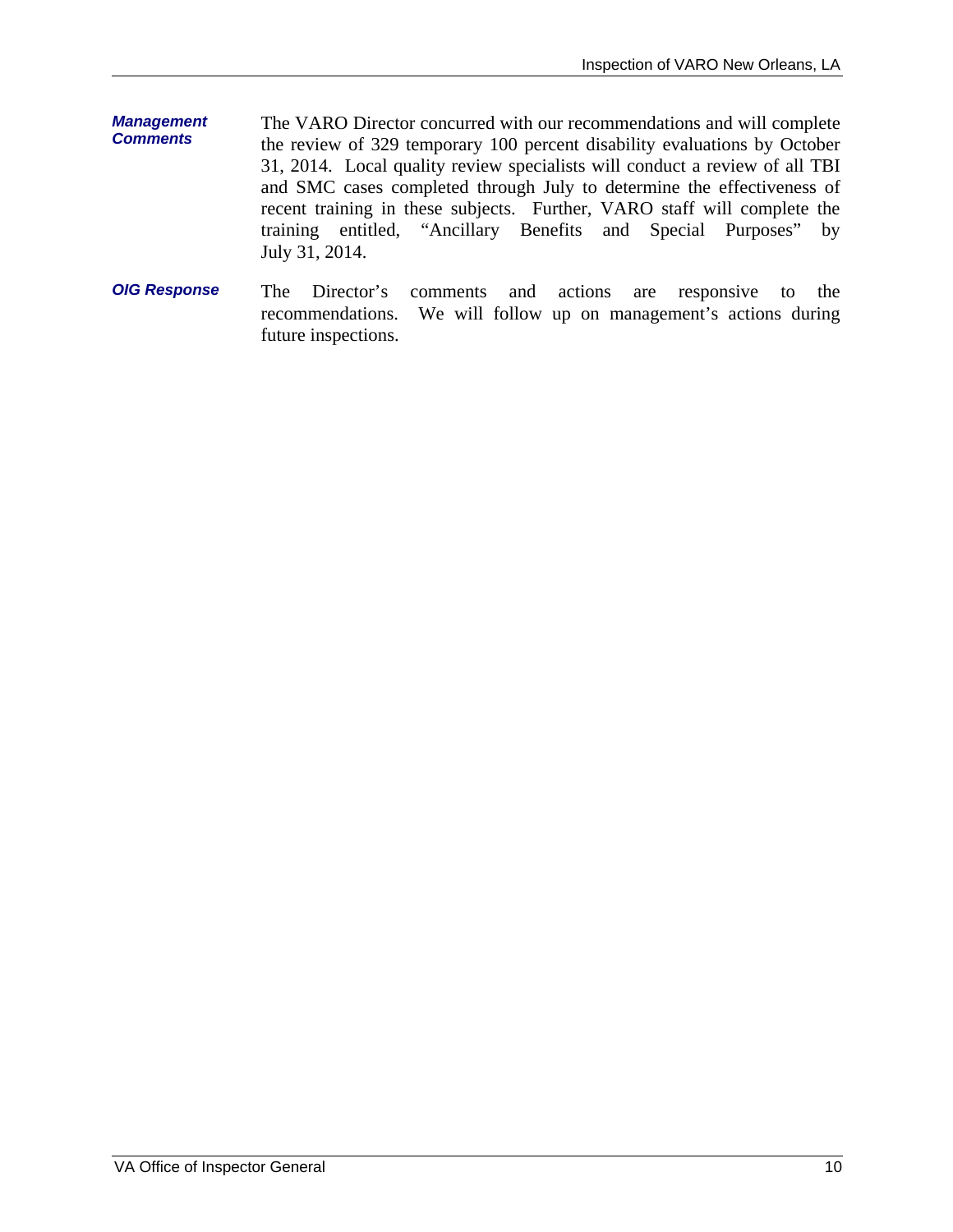***Management Comments***

The VARO Director concurred with our recommendations and will complete the review of 329 temporary 100 percent disability evaluations by October 31, 2014. Local quality review specialists will conduct a review of all TBI and SMC cases completed through July to determine the effectiveness of recent training in these subjects. Further, VARO staff will complete the training entitled, "Ancillary Benefits and Special Purposes" by July 31, 2014.

***OIG Response***

The Director's comments and actions are responsive to the recommendations. We will follow up on management's actions during future inspections.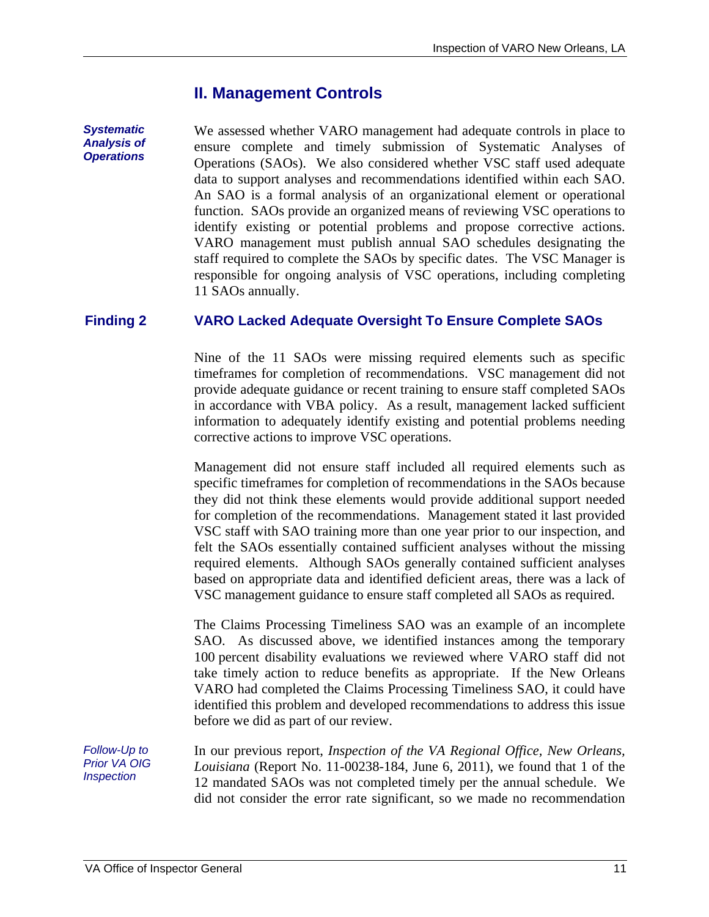## II. Management Controls

***Systematic Analysis of Operations***

We assessed whether VARO management had adequate controls in place to ensure complete and timely submission of Systematic Analyses of Operations (SAOs). We also considered whether VSC staff used adequate data to support analyses and recommendations identified within each SAO. An SAO is a formal analysis of an organizational element or operational function. SAOs provide an organized means of reviewing VSC operations to identify existing or potential problems and propose corrective actions. VARO management must publish annual SAO schedules designating the staff required to complete the SAOs by specific dates. The VSC Manager is responsible for ongoing analysis of VSC operations, including completing 11 SAOs annually.

### Finding 2 VARO Lacked Adequate Oversight To Ensure Complete SAOs

Nine of the 11 SAOs were missing required elements such as specific timeframes for completion of recommendations. VSC management did not provide adequate guidance or recent training to ensure staff completed SAOs in accordance with VBA policy. As a result, management lacked sufficient information to adequately identify existing and potential problems needing corrective actions to improve VSC operations.

Management did not ensure staff included all required elements such as specific timeframes for completion of recommendations in the SAOs because they did not think these elements would provide additional support needed for completion of the recommendations. Management stated it last provided VSC staff with SAO training more than one year prior to our inspection, and felt the SAOs essentially contained sufficient analyses without the missing required elements. Although SAOs generally contained sufficient analyses based on appropriate data and identified deficient areas, there was a lack of VSC management guidance to ensure staff completed all SAOs as required.

The Claims Processing Timeliness SAO was an example of an incomplete SAO. As discussed above, we identified instances among the temporary 100 percent disability evaluations we reviewed where VARO staff did not take timely action to reduce benefits as appropriate. If the New Orleans VARO had completed the Claims Processing Timeliness SAO, it could have identified this problem and developed recommendations to address this issue before we did as part of our review.

*Follow-Up to Prior VA OIG Inspection*

In our previous report, *Inspection of the VA Regional Office, New Orleans, Louisiana* (Report No. 11-00238-184, June 6, 2011), we found that 1 of the 12 mandated SAOs was not completed timely per the annual schedule. We did not consider the error rate significant, so we made no recommendation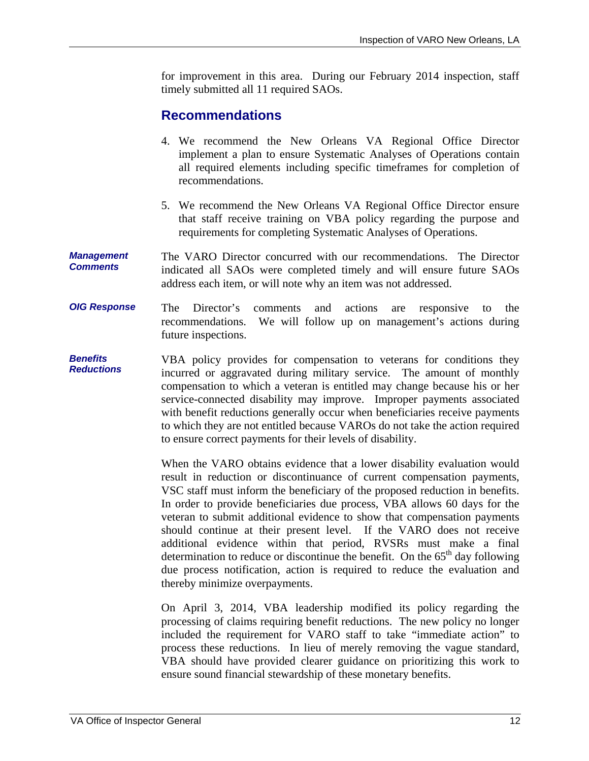for improvement in this area. During our February 2014 inspection, staff timely submitted all 11 required SAOs.

## Recommendations

4. We recommend the New Orleans VA Regional Office Director implement a plan to ensure Systematic Analyses of Operations contain all required elements including specific timeframes for completion of recommendations.

5. We recommend the New Orleans VA Regional Office Director ensure that staff receive training on VBA policy regarding the purpose and requirements for completing Systematic Analyses of Operations.

***Management Comments***

The VARO Director concurred with our recommendations. The Director indicated all SAOs were completed timely and will ensure future SAOs address each item, or will note why an item was not addressed.

***OIG Response***

The Director's comments and actions are responsive to the recommendations. We will follow up on management's actions during future inspections.

***Benefits Reductions***

VBA policy provides for compensation to veterans for conditions they incurred or aggravated during military service. The amount of monthly compensation to which a veteran is entitled may change because his or her service-connected disability may improve. Improper payments associated with benefit reductions generally occur when beneficiaries receive payments to which they are not entitled because VAROs do not take the action required to ensure correct payments for their levels of disability.

When the VARO obtains evidence that a lower disability evaluation would result in reduction or discontinuance of current compensation payments, VSC staff must inform the beneficiary of the proposed reduction in benefits. In order to provide beneficiaries due process, VBA allows 60 days for the veteran to submit additional evidence to show that compensation payments should continue at their present level. If the VARO does not receive additional evidence within that period, RVSRs must make a final determination to reduce or discontinue the benefit. On the 65th day following due process notification, action is required to reduce the evaluation and thereby minimize overpayments.

On April 3, 2014, VBA leadership modified its policy regarding the processing of claims requiring benefit reductions. The new policy no longer included the requirement for VARO staff to take "immediate action" to process these reductions. In lieu of merely removing the vague standard, VBA should have provided clearer guidance on prioritizing this work to ensure sound financial stewardship of these monetary benefits.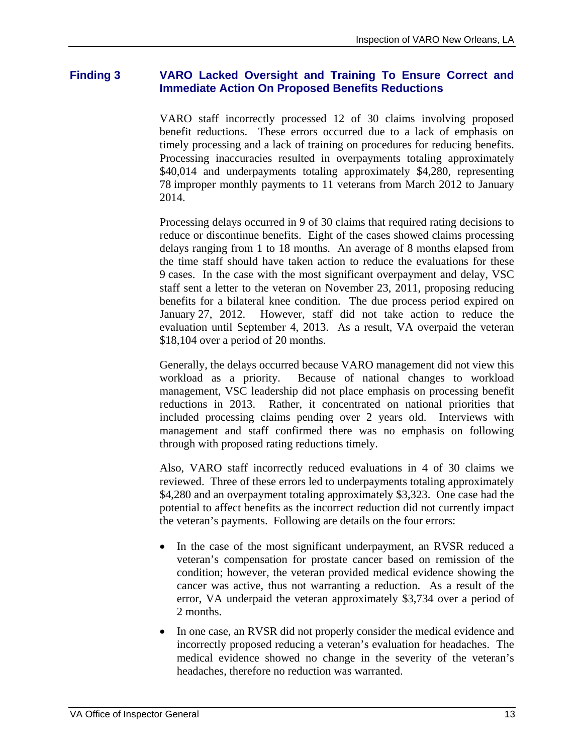## Finding 3 VARO Lacked Oversight and Training To Ensure Correct and Immediate Action On Proposed Benefits Reductions

VARO staff incorrectly processed 12 of 30 claims involving proposed benefit reductions. These errors occurred due to a lack of emphasis on timely processing and a lack of training on procedures for reducing benefits. Processing inaccuracies resulted in overpayments totaling approximately $40,014 and underpayments totaling approximately $4,280, representing 78 improper monthly payments to 11 veterans from March 2012 to January 2014.

Processing delays occurred in 9 of 30 claims that required rating decisions to reduce or discontinue benefits. Eight of the cases showed claims processing delays ranging from 1 to 18 months. An average of 8 months elapsed from the time staff should have taken action to reduce the evaluations for these 9 cases. In the case with the most significant overpayment and delay, VSC staff sent a letter to the veteran on November 23, 2011, proposing reducing benefits for a bilateral knee condition. The due process period expired on January 27, 2012. However, staff did not take action to reduce the evaluation until September 4, 2013. As a result, VA overpaid the veteran $18,104 over a period of 20 months.

Generally, the delays occurred because VARO management did not view this workload as a priority. Because of national changes to workload management, VSC leadership did not place emphasis on processing benefit reductions in 2013. Rather, it concentrated on national priorities that included processing claims pending over 2 years old. Interviews with management and staff confirmed there was no emphasis on following through with proposed rating reductions timely.

Also, VARO staff incorrectly reduced evaluations in 4 of 30 claims we reviewed. Three of these errors led to underpayments totaling approximately $4,280 and an overpayment totaling approximately $3,323. One case had the potential to affect benefits as the incorrect reduction did not currently impact the veteran's payments. Following are details on the four errors:

- In the case of the most significant underpayment, an RVSR reduced a veteran's compensation for prostate cancer based on remission of the condition; however, the veteran provided medical evidence showing the cancer was active, thus not warranting a reduction. As a result of the error, VA underpaid the veteran approximately $3,734 over a period of 2 months.
- In one case, an RVSR did not properly consider the medical evidence and incorrectly proposed reducing a veteran's evaluation for headaches. The medical evidence showed no change in the severity of the veteran's headaches, therefore no reduction was warranted.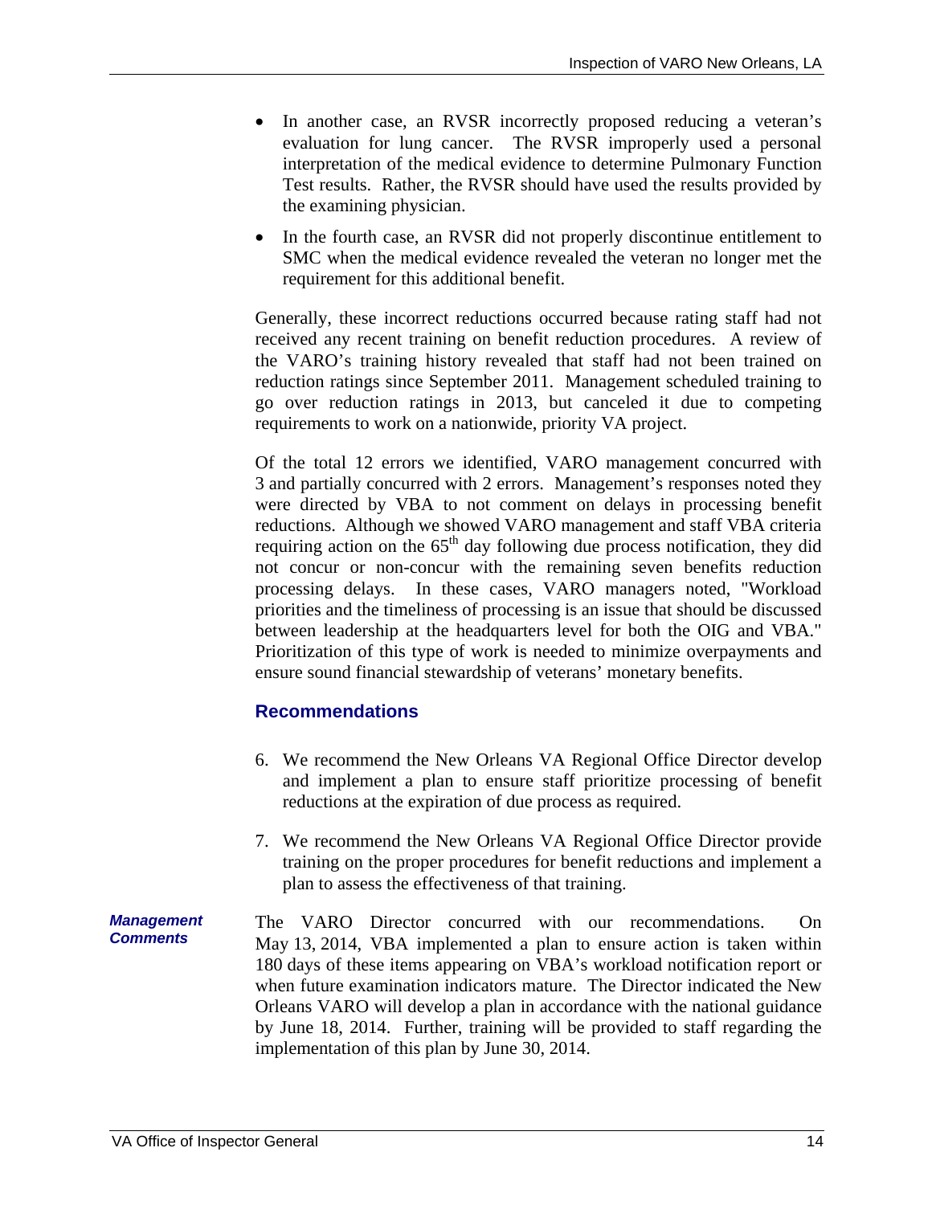- In another case, an RVSR incorrectly proposed reducing a veteran's evaluation for lung cancer. The RVSR improperly used a personal interpretation of the medical evidence to determine Pulmonary Function Test results. Rather, the RVSR should have used the results provided by the examining physician.
- In the fourth case, an RVSR did not properly discontinue entitlement to SMC when the medical evidence revealed the veteran no longer met the requirement for this additional benefit.

Generally, these incorrect reductions occurred because rating staff had not received any recent training on benefit reduction procedures. A review of the VARO's training history revealed that staff had not been trained on reduction ratings since September 2011. Management scheduled training to go over reduction ratings in 2013, but canceled it due to competing requirements to work on a nationwide, priority VA project.

Of the total 12 errors we identified, VARO management concurred with 3 and partially concurred with 2 errors. Management's responses noted they were directed by VBA to not comment on delays in processing benefit reductions. Although we showed VARO management and staff VBA criteria requiring action on the 65th day following due process notification, they did not concur or non-concur with the remaining seven benefits reduction processing delays. In these cases, VARO managers noted, "Workload priorities and the timeliness of processing is an issue that should be discussed between leadership at the headquarters level for both the OIG and VBA." Prioritization of this type of work is needed to minimize overpayments and ensure sound financial stewardship of veterans' monetary benefits.

## Recommendations

6. We recommend the New Orleans VA Regional Office Director develop and implement a plan to ensure staff prioritize processing of benefit reductions at the expiration of due process as required.
7. We recommend the New Orleans VA Regional Office Director provide training on the proper procedures for benefit reductions and implement a plan to assess the effectiveness of that training.

***Management Comments***

The VARO Director concurred with our recommendations. On May 13, 2014, VBA implemented a plan to ensure action is taken within 180 days of these items appearing on VBA's workload notification report or when future examination indicators mature. The Director indicated the New Orleans VARO will develop a plan in accordance with the national guidance by June 18, 2014. Further, training will be provided to staff regarding the implementation of this plan by June 30, 2014.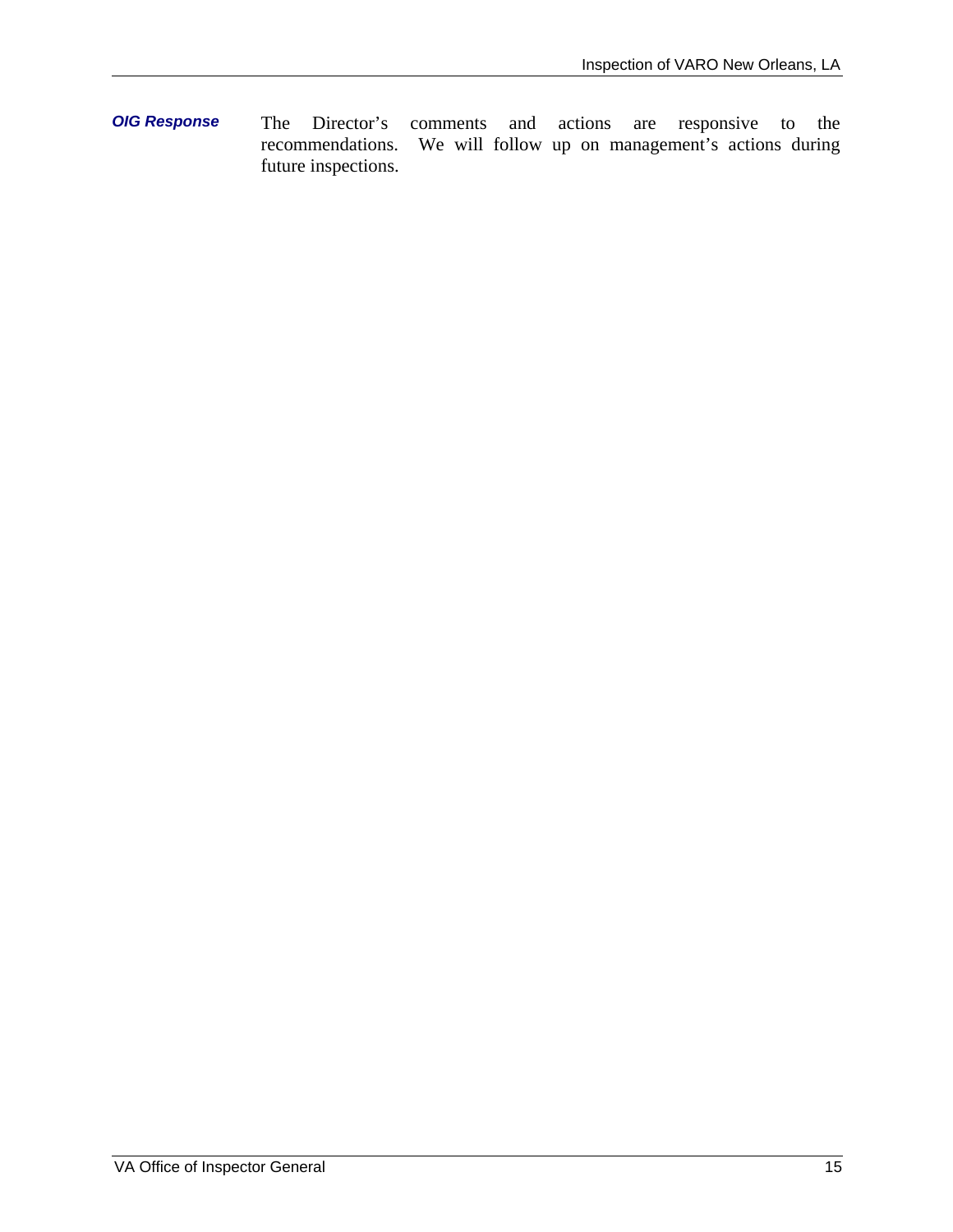***OIG Response*** The Director's comments and actions are responsive to the recommendations. We will follow up on management's actions during future inspections.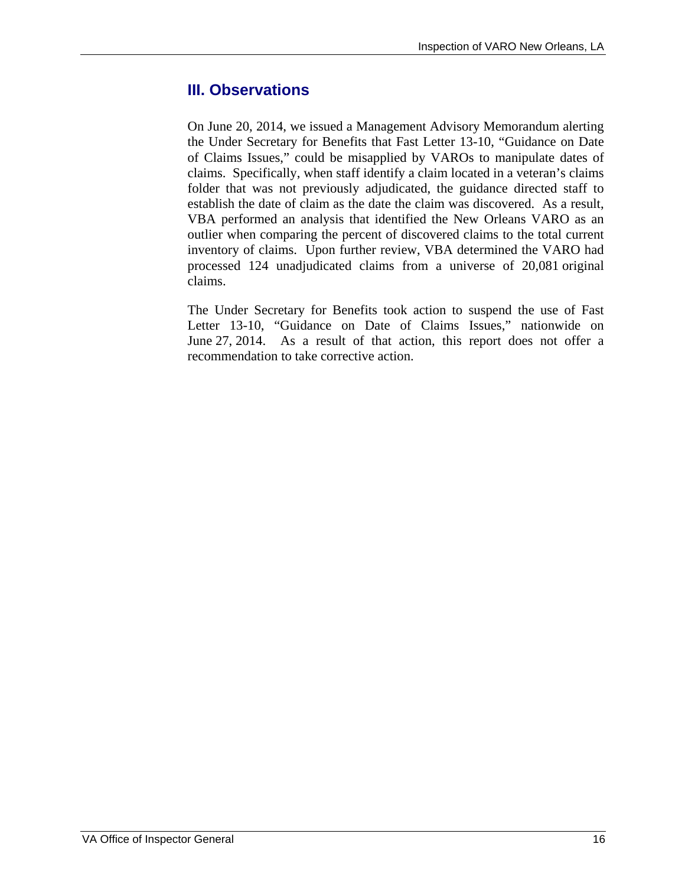## III. Observations

On June 20, 2014, we issued a Management Advisory Memorandum alerting the Under Secretary for Benefits that Fast Letter 13-10, "Guidance on Date of Claims Issues," could be misapplied by VAROs to manipulate dates of claims. Specifically, when staff identify a claim located in a veteran's claims folder that was not previously adjudicated, the guidance directed staff to establish the date of claim as the date the claim was discovered. As a result, VBA performed an analysis that identified the New Orleans VARO as an outlier when comparing the percent of discovered claims to the total current inventory of claims. Upon further review, VBA determined the VARO had processed 124 unadjudicated claims from a universe of 20,081 original claims.

The Under Secretary for Benefits took action to suspend the use of Fast Letter 13-10, "Guidance on Date of Claims Issues," nationwide on June 27, 2014. As a result of that action, this report does not offer a recommendation to take corrective action.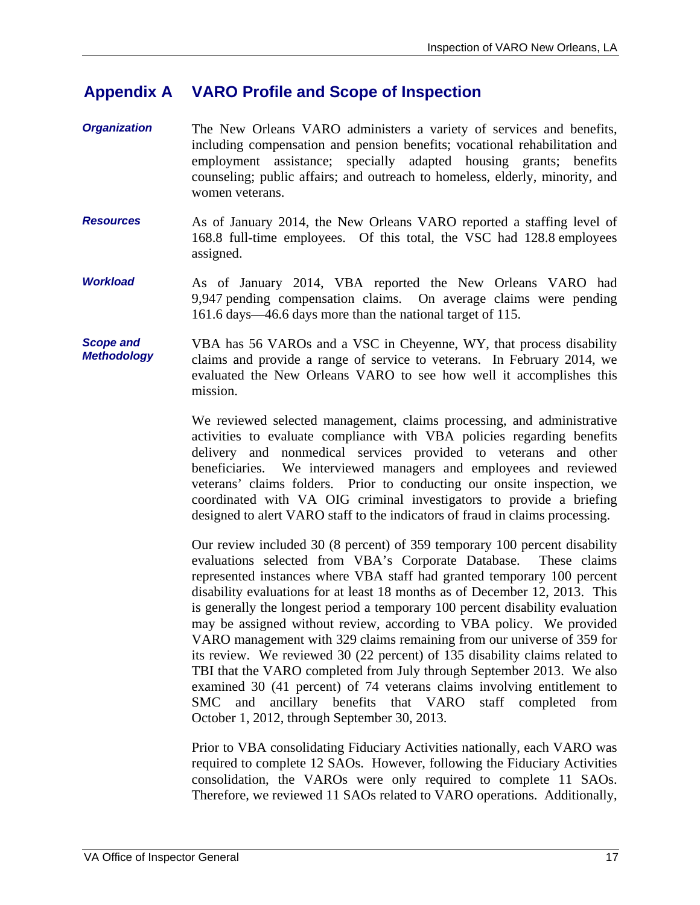## Appendix A VARO Profile and Scope of Inspection

***Organization*** The New Orleans VARO administers a variety of services and benefits, including compensation and pension benefits; vocational rehabilitation and employment assistance; specially adapted housing grants; benefits counseling; public affairs; and outreach to homeless, elderly, minority, and women veterans.

***Resources*** As of January 2014, the New Orleans VARO reported a staffing level of 168.8 full-time employees. Of this total, the VSC had 128.8 employees assigned.

***Workload*** As of January 2014, VBA reported the New Orleans VARO had 9,947 pending compensation claims. On average claims were pending 161.6 days—46.6 days more than the national target of 115.

***Scope and Methodology*** VBA has 56 VAROs and a VSC in Cheyenne, WY, that process disability claims and provide a range of service to veterans. In February 2014, we evaluated the New Orleans VARO to see how well it accomplishes this mission.

We reviewed selected management, claims processing, and administrative activities to evaluate compliance with VBA policies regarding benefits delivery and nonmedical services provided to veterans and other beneficiaries. We interviewed managers and employees and reviewed veterans' claims folders. Prior to conducting our onsite inspection, we coordinated with VA OIG criminal investigators to provide a briefing designed to alert VARO staff to the indicators of fraud in claims processing.

Our review included 30 (8 percent) of 359 temporary 100 percent disability evaluations selected from VBA's Corporate Database. These claims represented instances where VBA staff had granted temporary 100 percent disability evaluations for at least 18 months as of December 12, 2013. This is generally the longest period a temporary 100 percent disability evaluation may be assigned without review, according to VBA policy. We provided VARO management with 329 claims remaining from our universe of 359 for its review. We reviewed 30 (22 percent) of 135 disability claims related to TBI that the VARO completed from July through September 2013. We also examined 30 (41 percent) of 74 veterans claims involving entitlement to SMC and ancillary benefits that VARO staff completed from October 1, 2012, through September 30, 2013.

Prior to VBA consolidating Fiduciary Activities nationally, each VARO was required to complete 12 SAOs. However, following the Fiduciary Activities consolidation, the VAROs were only required to complete 11 SAOs. Therefore, we reviewed 11 SAOs related to VARO operations. Additionally,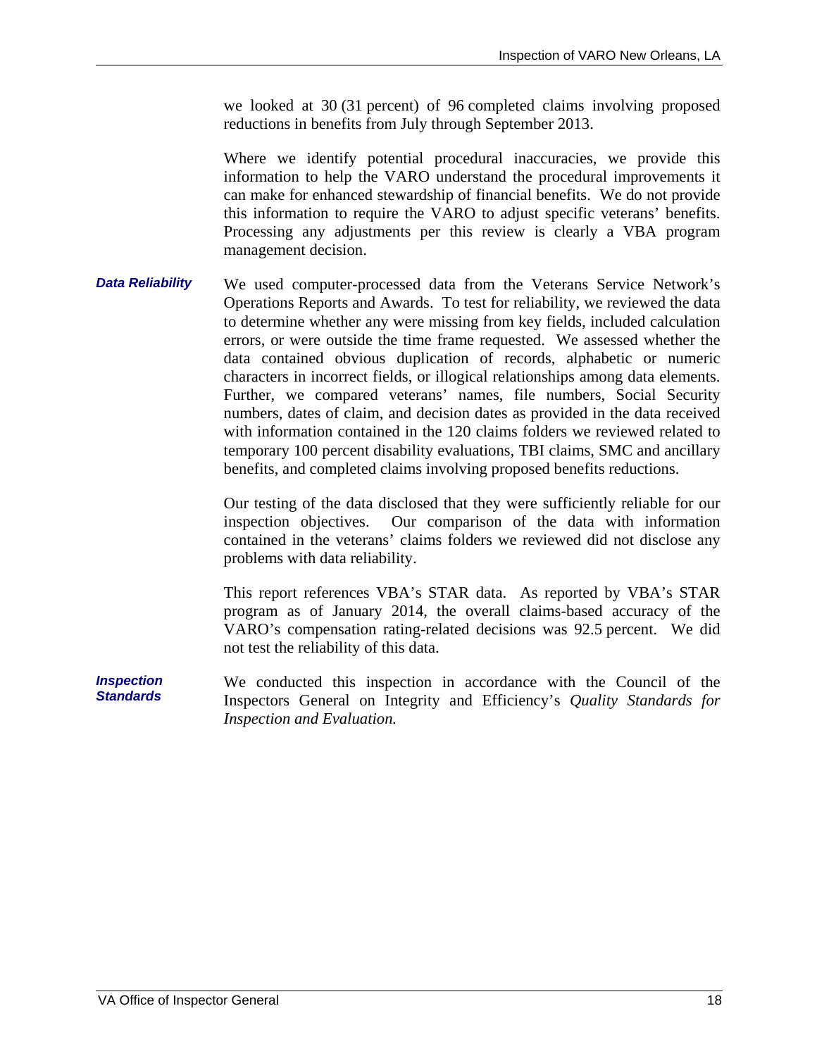we looked at 30 (31 percent) of 96 completed claims involving proposed reductions in benefits from July through September 2013.

Where we identify potential procedural inaccuracies, we provide this information to help the VARO understand the procedural improvements it can make for enhanced stewardship of financial benefits. We do not provide this information to require the VARO to adjust specific veterans' benefits. Processing any adjustments per this review is clearly a VBA program management decision.

***Data Reliability***

We used computer-processed data from the Veterans Service Network's Operations Reports and Awards. To test for reliability, we reviewed the data to determine whether any were missing from key fields, included calculation errors, or were outside the time frame requested. We assessed whether the data contained obvious duplication of records, alphabetic or numeric characters in incorrect fields, or illogical relationships among data elements. Further, we compared veterans' names, file numbers, Social Security numbers, dates of claim, and decision dates as provided in the data received with information contained in the 120 claims folders we reviewed related to temporary 100 percent disability evaluations, TBI claims, SMC and ancillary benefits, and completed claims involving proposed benefits reductions.

Our testing of the data disclosed that they were sufficiently reliable for our inspection objectives. Our comparison of the data with information contained in the veterans' claims folders we reviewed did not disclose any problems with data reliability.

This report references VBA's STAR data. As reported by VBA's STAR program as of January 2014, the overall claims-based accuracy of the VARO's compensation rating-related decisions was 92.5 percent. We did not test the reliability of this data.

***Inspection Standards***

We conducted this inspection in accordance with the Council of the Inspectors General on Integrity and Efficiency's *Quality Standards for Inspection and Evaluation.*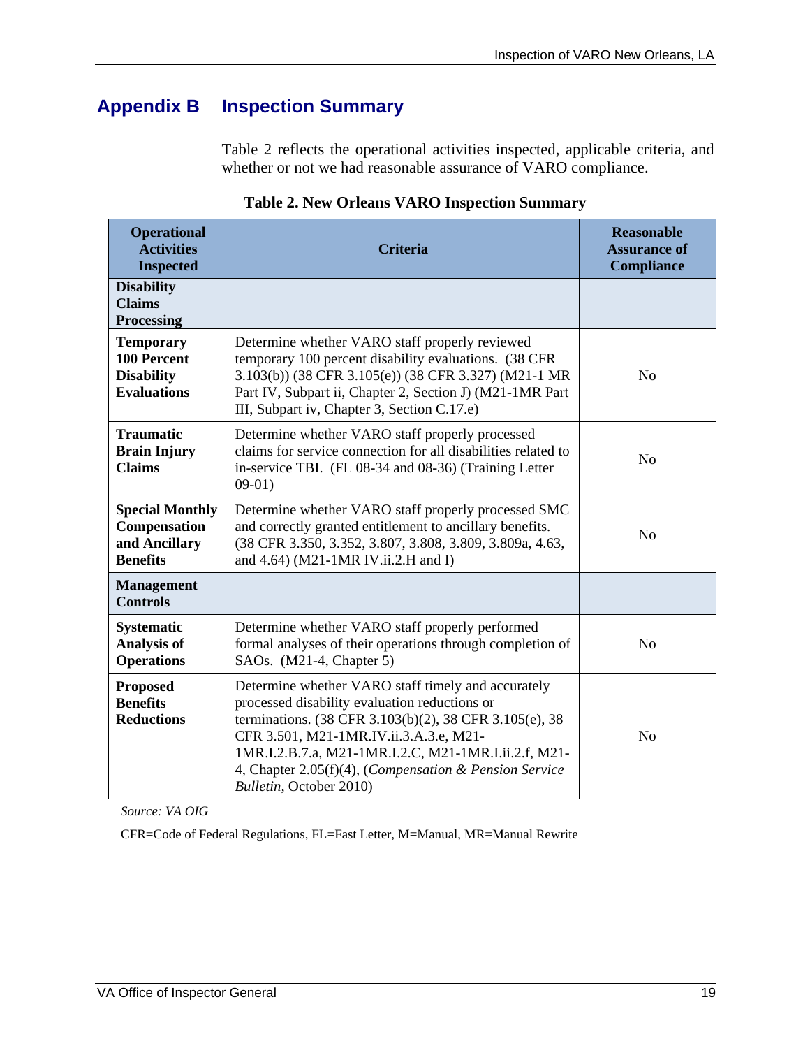# Appendix B Inspection Summary

Table 2 reflects the operational activities inspected, applicable criteria, and whether or not we had reasonable assurance of VARO compliance.

**Table 2. New Orleans VARO Inspection Summary**

| Operational Activities Inspected | Criteria | Reasonable Assurance of Compliance |
|---|---|---|
| **Disability Claims Processing** | | |
| **Temporary 100 Percent Disability Evaluations** | Determine whether VARO staff properly reviewed temporary 100 percent disability evaluations. (38 CFR 3.103(b)) (38 CFR 3.105(e)) (38 CFR 3.327) (M21-1 MR Part IV, Subpart ii, Chapter 2, Section J) (M21-1MR Part III, Subpart iv, Chapter 3, Section C.17.e) | No |
| **Traumatic Brain Injury Claims** | Determine whether VARO staff properly processed claims for service connection for all disabilities related to in-service TBI. (FL 08-34 and 08-36) (Training Letter 09-01) | No |
| **Special Monthly Compensation and Ancillary Benefits** | Determine whether VARO staff properly processed SMC and correctly granted entitlement to ancillary benefits. (38 CFR 3.350, 3.352, 3.807, 3.808, 3.809, 3.809a, 4.63, and 4.64) (M21-1MR IV.ii.2.H and I) | No |
| **Management Controls** | | |
| **Systematic Analysis of Operations** | Determine whether VARO staff properly performed formal analyses of their operations through completion of SAOs. (M21-4, Chapter 5) | No |
| **Proposed Benefits Reductions** | Determine whether VARO staff timely and accurately processed disability evaluation reductions or terminations. (38 CFR 3.103(b)(2), 38 CFR 3.105(e), 38 CFR 3.501, M21-1MR.IV.ii.3.A.3.e, M21-1MR.I.2.B.7.a, M21-1MR.I.2.C, M21-1MR.I.ii.2.f, M21-4, Chapter 2.05(f)(4), (*Compensation & Pension Service Bulletin*, October 2010) | No |

*Source: VA OIG*

CFR=Code of Federal Regulations, FL=Fast Letter, M=Manual, MR=Manual Rewrite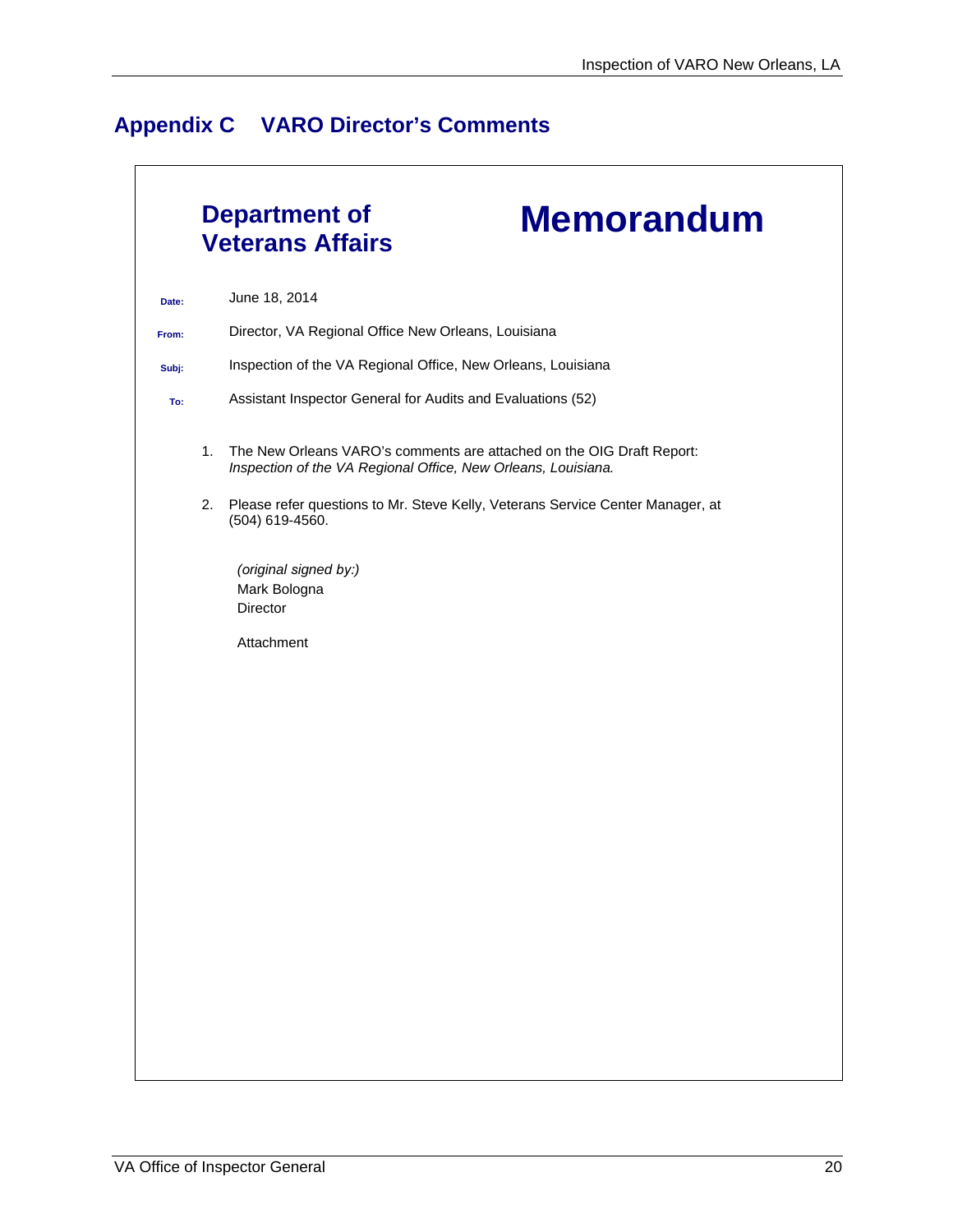## Appendix C VARO Director's Comments

**Department of Veterans Affairs**

# Memorandum

**Date:** June 18, 2014

**From:** Director, VA Regional Office New Orleans, Louisiana

**Subj:** Inspection of the VA Regional Office, New Orleans, Louisiana

**To:** Assistant Inspector General for Audits and Evaluations (52)

1. The New Orleans VARO's comments are attached on the OIG Draft Report: *Inspection of the VA Regional Office, New Orleans, Louisiana.*

2. Please refer questions to Mr. Steve Kelly, Veterans Service Center Manager, at (504) 619-4560.

*(original signed by:)*
Mark Bologna
Director

Attachment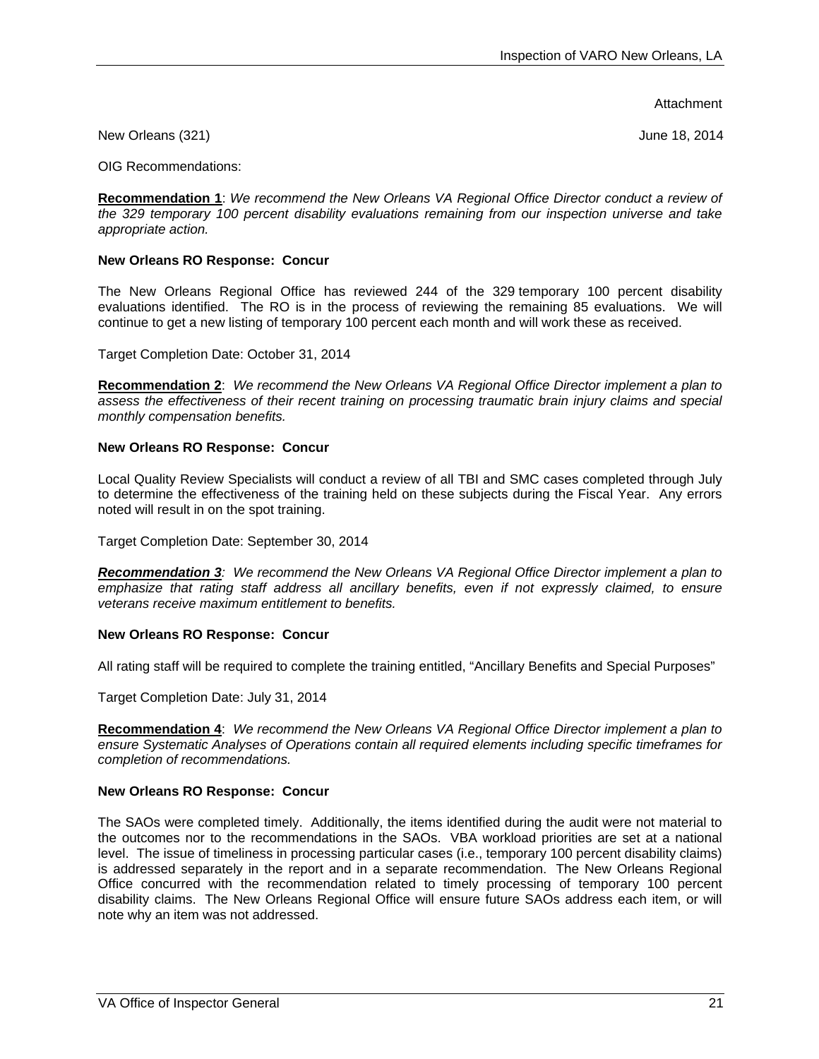Attachment

New Orleans (321) June 18, 2014

OIG Recommendations:

**Recommendation 1**: *We recommend the New Orleans VA Regional Office Director conduct a review of the 329 temporary 100 percent disability evaluations remaining from our inspection universe and take appropriate action.*

**New Orleans RO Response: Concur**

The New Orleans Regional Office has reviewed 244 of the 329 temporary 100 percent disability evaluations identified. The RO is in the process of reviewing the remaining 85 evaluations. We will continue to get a new listing of temporary 100 percent each month and will work these as received.

Target Completion Date: October 31, 2014

**Recommendation 2**: *We recommend the New Orleans VA Regional Office Director implement a plan to assess the effectiveness of their recent training on processing traumatic brain injury claims and special monthly compensation benefits.*

**New Orleans RO Response: Concur**

Local Quality Review Specialists will conduct a review of all TBI and SMC cases completed through July to determine the effectiveness of the training held on these subjects during the Fiscal Year. Any errors noted will result in on the spot training.

Target Completion Date: September 30, 2014

***Recommendation 3****: We recommend the New Orleans VA Regional Office Director implement a plan to emphasize that rating staff address all ancillary benefits, even if not expressly claimed, to ensure veterans receive maximum entitlement to benefits.*

**New Orleans RO Response: Concur**

All rating staff will be required to complete the training entitled, "Ancillary Benefits and Special Purposes"

Target Completion Date: July 31, 2014

**Recommendation 4**: *We recommend the New Orleans VA Regional Office Director implement a plan to ensure Systematic Analyses of Operations contain all required elements including specific timeframes for completion of recommendations.*

**New Orleans RO Response: Concur**

The SAOs were completed timely. Additionally, the items identified during the audit were not material to the outcomes nor to the recommendations in the SAOs. VBA workload priorities are set at a national level. The issue of timeliness in processing particular cases (i.e., temporary 100 percent disability claims) is addressed separately in the report and in a separate recommendation. The New Orleans Regional Office concurred with the recommendation related to timely processing of temporary 100 percent disability claims. The New Orleans Regional Office will ensure future SAOs address each item, or will note why an item was not addressed.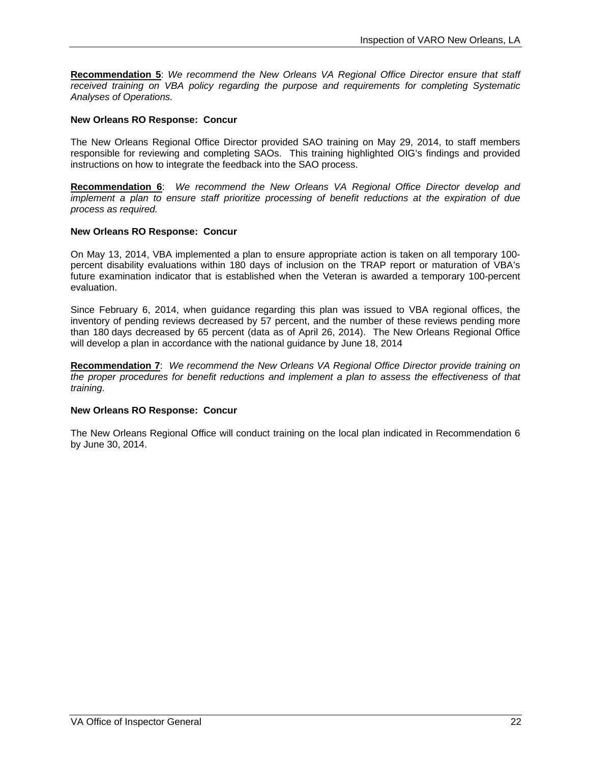**Recommendation 5**: *We recommend the New Orleans VA Regional Office Director ensure that staff received training on VBA policy regarding the purpose and requirements for completing Systematic Analyses of Operations.*

**New Orleans RO Response: Concur**

The New Orleans Regional Office Director provided SAO training on May 29, 2014, to staff members responsible for reviewing and completing SAOs. This training highlighted OIG's findings and provided instructions on how to integrate the feedback into the SAO process.

**Recommendation 6**: *We recommend the New Orleans VA Regional Office Director develop and implement a plan to ensure staff prioritize processing of benefit reductions at the expiration of due process as required.*

**New Orleans RO Response: Concur**

On May 13, 2014, VBA implemented a plan to ensure appropriate action is taken on all temporary 100-percent disability evaluations within 180 days of inclusion on the TRAP report or maturation of VBA's future examination indicator that is established when the Veteran is awarded a temporary 100-percent evaluation.

Since February 6, 2014, when guidance regarding this plan was issued to VBA regional offices, the inventory of pending reviews decreased by 57 percent, and the number of these reviews pending more than 180 days decreased by 65 percent (data as of April 26, 2014). The New Orleans Regional Office will develop a plan in accordance with the national guidance by June 18, 2014

**Recommendation 7**: *We recommend the New Orleans VA Regional Office Director provide training on the proper procedures for benefit reductions and implement a plan to assess the effectiveness of that training.*

**New Orleans RO Response: Concur**

The New Orleans Regional Office will conduct training on the local plan indicated in Recommendation 6 by June 30, 2014.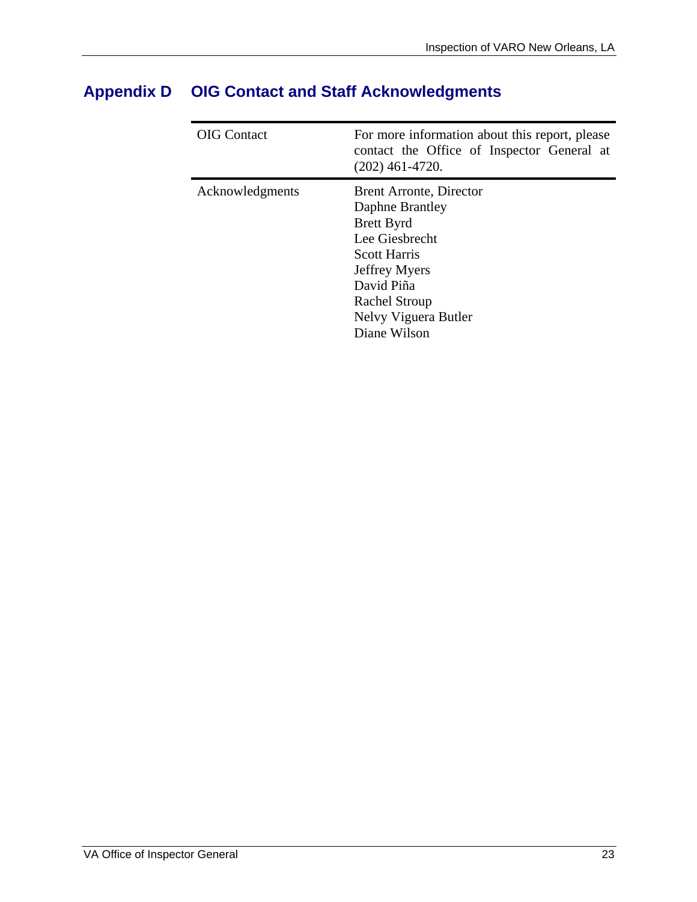## Appendix D OIG Contact and Staff Acknowledgments

| | |
|---|---|
| OIG Contact | For more information about this report, please contact the Office of Inspector General at (202) 461-4720. |
| Acknowledgments | Brent Arronte, Director<br>Daphne Brantley<br>Brett Byrd<br>Lee Giesbrecht<br>Scott Harris<br>Jeffrey Myers<br>David Piña<br>Rachel Stroup<br>Nelvy Viguera Butler<br>Diane Wilson |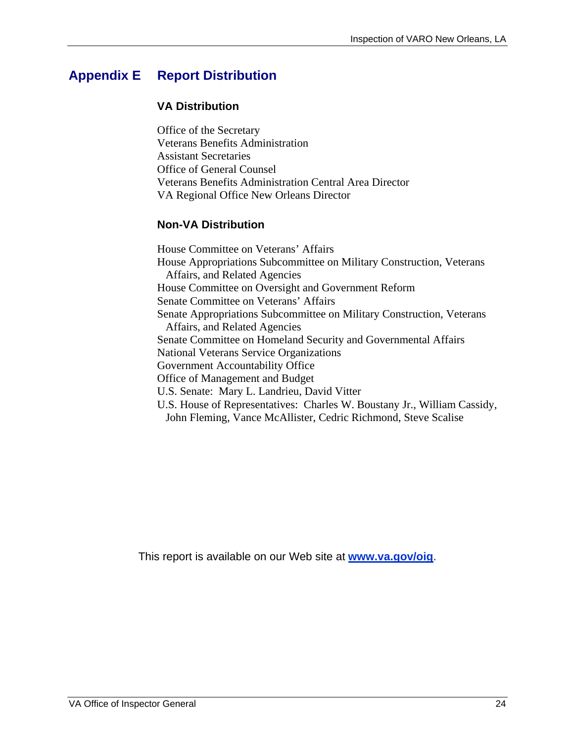# Appendix E Report Distribution

### VA Distribution

Office of the Secretary
Veterans Benefits Administration
Assistant Secretaries
Office of General Counsel
Veterans Benefits Administration Central Area Director
VA Regional Office New Orleans Director

### Non-VA Distribution

House Committee on Veterans' Affairs
House Appropriations Subcommittee on Military Construction, Veterans Affairs, and Related Agencies
House Committee on Oversight and Government Reform
Senate Committee on Veterans' Affairs
Senate Appropriations Subcommittee on Military Construction, Veterans Affairs, and Related Agencies
Senate Committee on Homeland Security and Governmental Affairs
National Veterans Service Organizations
Government Accountability Office
Office of Management and Budget
U.S. Senate: Mary L. Landrieu, David Vitter
U.S. House of Representatives: Charles W. Boustany Jr., William Cassidy, John Fleming, Vance McAllister, Cedric Richmond, Steve Scalise

This report is available on our Web site at **www.va.gov/oig**.